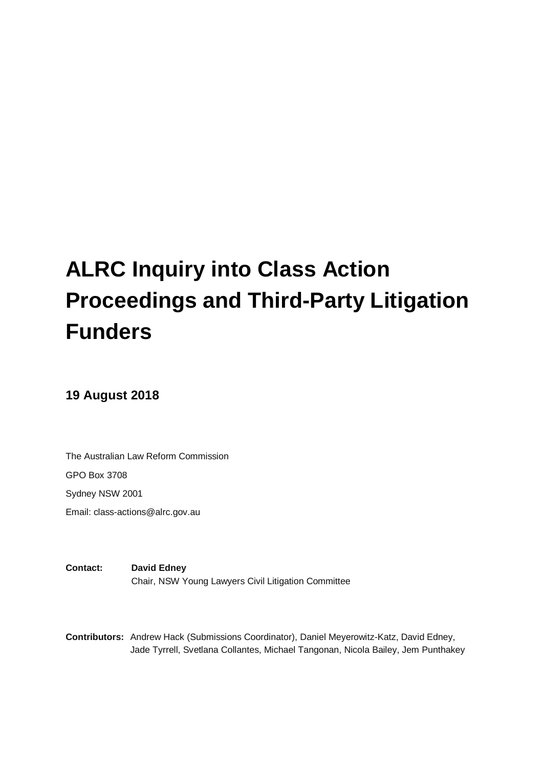# ALRC Inquiry into Class Action Proceedings and Third-Party Litigation Funders

**19 August 2018**

The Australian Law Reform Commission

GPO Box 3708

Sydney NSW 2001

Email: class-actions@alrc.gov.au

**Contact:** **David Edney**
Chair, NSW Young Lawyers Civil Litigation Committee

**Contributors:** Andrew Hack (Submissions Coordinator), Daniel Meyerowitz-Katz, David Edney, Jade Tyrrell, Svetlana Collantes, Michael Tangonan, Nicola Bailey, Jem Punthakey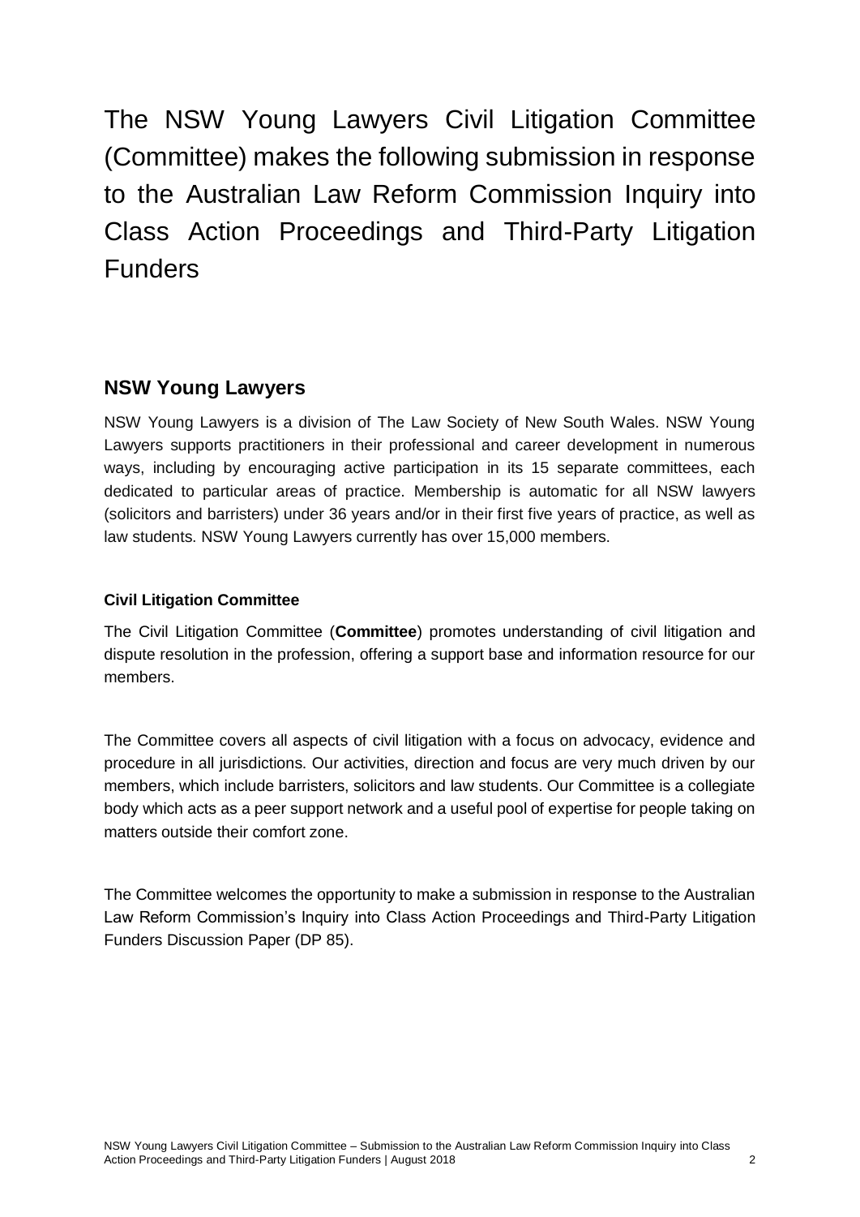# The NSW Young Lawyers Civil Litigation Committee (Committee) makes the following submission in response to the Australian Law Reform Commission Inquiry into Class Action Proceedings and Third-Party Litigation Funders

## NSW Young Lawyers

NSW Young Lawyers is a division of The Law Society of New South Wales. NSW Young Lawyers supports practitioners in their professional and career development in numerous ways, including by encouraging active participation in its 15 separate committees, each dedicated to particular areas of practice. Membership is automatic for all NSW lawyers (solicitors and barristers) under 36 years and/or in their first five years of practice, as well as law students. NSW Young Lawyers currently has over 15,000 members.

### Civil Litigation Committee

The Civil Litigation Committee (**Committee**) promotes understanding of civil litigation and dispute resolution in the profession, offering a support base and information resource for our members.

The Committee covers all aspects of civil litigation with a focus on advocacy, evidence and procedure in all jurisdictions. Our activities, direction and focus are very much driven by our members, which include barristers, solicitors and law students. Our Committee is a collegiate body which acts as a peer support network and a useful pool of expertise for people taking on matters outside their comfort zone.

The Committee welcomes the opportunity to make a submission in response to the Australian Law Reform Commission's Inquiry into Class Action Proceedings and Third-Party Litigation Funders Discussion Paper (DP 85).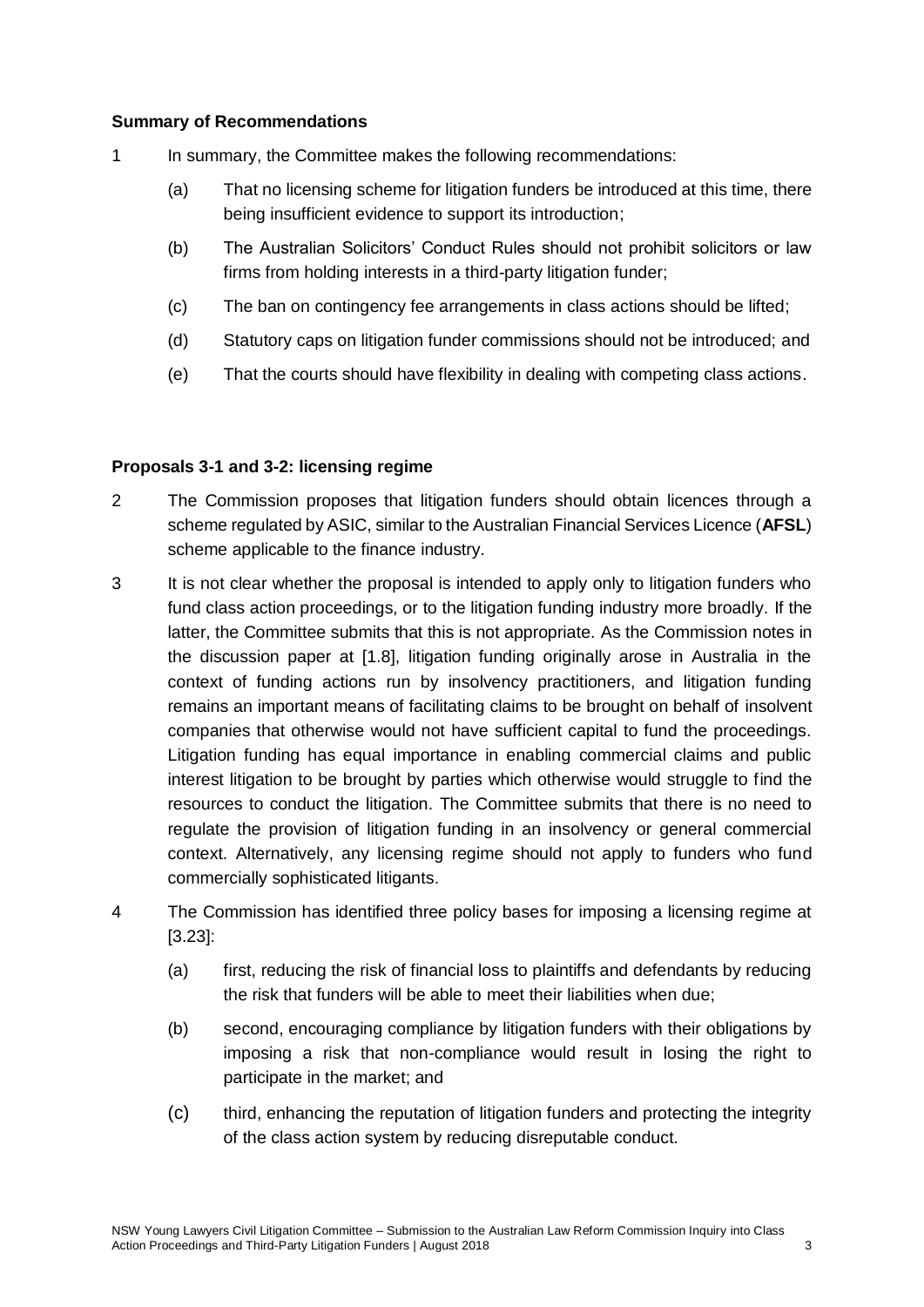**Summary of Recommendations**

1 In summary, the Committee makes the following recommendations:

(a) That no licensing scheme for litigation funders be introduced at this time, there being insufficient evidence to support its introduction;

(b) The Australian Solicitors' Conduct Rules should not prohibit solicitors or law firms from holding interests in a third-party litigation funder;

(c) The ban on contingency fee arrangements in class actions should be lifted;

(d) Statutory caps on litigation funder commissions should not be introduced; and

(e) That the courts should have flexibility in dealing with competing class actions.

**Proposals 3-1 and 3-2: licensing regime**

2 The Commission proposes that litigation funders should obtain licences through a scheme regulated by ASIC, similar to the Australian Financial Services Licence (**AFSL**) scheme applicable to the finance industry.

3 It is not clear whether the proposal is intended to apply only to litigation funders who fund class action proceedings, or to the litigation funding industry more broadly. If the latter, the Committee submits that this is not appropriate. As the Commission notes in the discussion paper at [1.8], litigation funding originally arose in Australia in the context of funding actions run by insolvency practitioners, and litigation funding remains an important means of facilitating claims to be brought on behalf of insolvent companies that otherwise would not have sufficient capital to fund the proceedings. Litigation funding has equal importance in enabling commercial claims and public interest litigation to be brought by parties which otherwise would struggle to find the resources to conduct the litigation. The Committee submits that there is no need to regulate the provision of litigation funding in an insolvency or general commercial context. Alternatively, any licensing regime should not apply to funders who fund commercially sophisticated litigants.

4 The Commission has identified three policy bases for imposing a licensing regime at [3.23]:

(a) first, reducing the risk of financial loss to plaintiffs and defendants by reducing the risk that funders will be able to meet their liabilities when due;

(b) second, encouraging compliance by litigation funders with their obligations by imposing a risk that non-compliance would result in losing the right to participate in the market; and

(c) third, enhancing the reputation of litigation funders and protecting the integrity of the class action system by reducing disreputable conduct.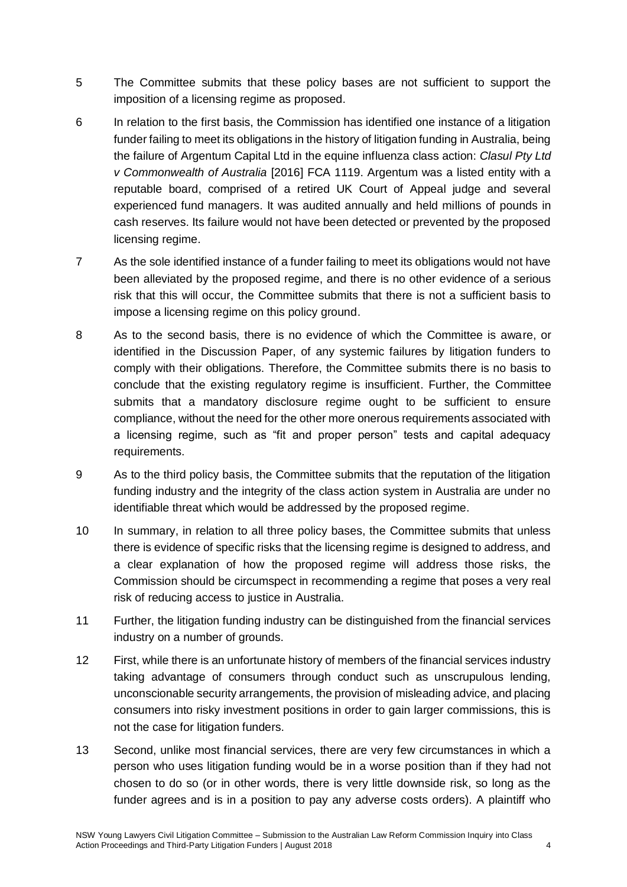5 The Committee submits that these policy bases are not sufficient to support the imposition of a licensing regime as proposed.

6 In relation to the first basis, the Commission has identified one instance of a litigation funder failing to meet its obligations in the history of litigation funding in Australia, being the failure of Argentum Capital Ltd in the equine influenza class action: *Clasul Pty Ltd v Commonwealth of Australia* [2016] FCA 1119. Argentum was a listed entity with a reputable board, comprised of a retired UK Court of Appeal judge and several experienced fund managers. It was audited annually and held millions of pounds in cash reserves. Its failure would not have been detected or prevented by the proposed licensing regime.

7 As the sole identified instance of a funder failing to meet its obligations would not have been alleviated by the proposed regime, and there is no other evidence of a serious risk that this will occur, the Committee submits that there is not a sufficient basis to impose a licensing regime on this policy ground.

8 As to the second basis, there is no evidence of which the Committee is aware, or identified in the Discussion Paper, of any systemic failures by litigation funders to comply with their obligations. Therefore, the Committee submits there is no basis to conclude that the existing regulatory regime is insufficient. Further, the Committee submits that a mandatory disclosure regime ought to be sufficient to ensure compliance, without the need for the other more onerous requirements associated with a licensing regime, such as "fit and proper person" tests and capital adequacy requirements.

9 As to the third policy basis, the Committee submits that the reputation of the litigation funding industry and the integrity of the class action system in Australia are under no identifiable threat which would be addressed by the proposed regime.

10 In summary, in relation to all three policy bases, the Committee submits that unless there is evidence of specific risks that the licensing regime is designed to address, and a clear explanation of how the proposed regime will address those risks, the Commission should be circumspect in recommending a regime that poses a very real risk of reducing access to justice in Australia.

11 Further, the litigation funding industry can be distinguished from the financial services industry on a number of grounds.

12 First, while there is an unfortunate history of members of the financial services industry taking advantage of consumers through conduct such as unscrupulous lending, unconscionable security arrangements, the provision of misleading advice, and placing consumers into risky investment positions in order to gain larger commissions, this is not the case for litigation funders.

13 Second, unlike most financial services, there are very few circumstances in which a person who uses litigation funding would be in a worse position than if they had not chosen to do so (or in other words, there is very little downside risk, so long as the funder agrees and is in a position to pay any adverse costs orders). A plaintiff who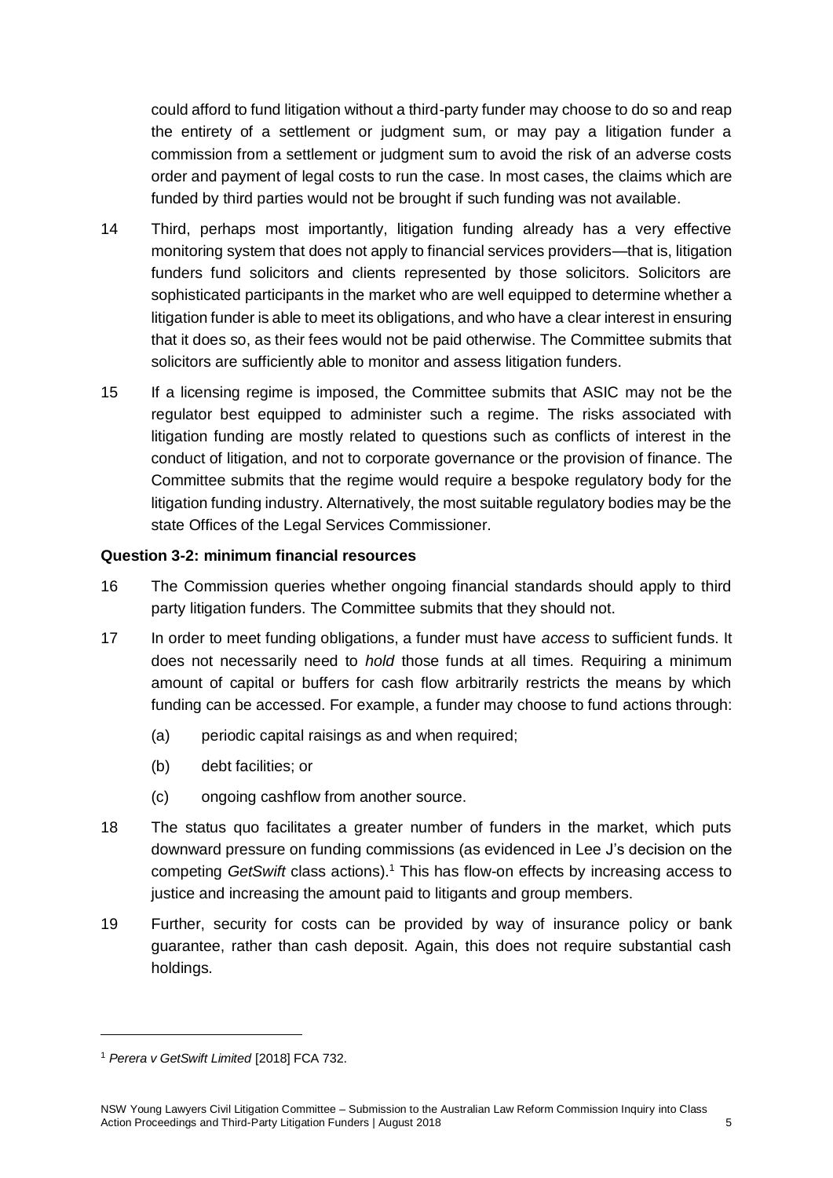could afford to fund litigation without a third-party funder may choose to do so and reap the entirety of a settlement or judgment sum, or may pay a litigation funder a commission from a settlement or judgment sum to avoid the risk of an adverse costs order and payment of legal costs to run the case. In most cases, the claims which are funded by third parties would not be brought if such funding was not available.

14 Third, perhaps most importantly, litigation funding already has a very effective monitoring system that does not apply to financial services providers—that is, litigation funders fund solicitors and clients represented by those solicitors. Solicitors are sophisticated participants in the market who are well equipped to determine whether a litigation funder is able to meet its obligations, and who have a clear interest in ensuring that it does so, as their fees would not be paid otherwise. The Committee submits that solicitors are sufficiently able to monitor and assess litigation funders.

15 If a licensing regime is imposed, the Committee submits that ASIC may not be the regulator best equipped to administer such a regime. The risks associated with litigation funding are mostly related to questions such as conflicts of interest in the conduct of litigation, and not to corporate governance or the provision of finance. The Committee submits that the regime would require a bespoke regulatory body for the litigation funding industry. Alternatively, the most suitable regulatory bodies may be the state Offices of the Legal Services Commissioner.

**Question 3-2: minimum financial resources**

16 The Commission queries whether ongoing financial standards should apply to third party litigation funders. The Committee submits that they should not.

17 In order to meet funding obligations, a funder must have *access* to sufficient funds. It does not necessarily need to *hold* those funds at all times. Requiring a minimum amount of capital or buffers for cash flow arbitrarily restricts the means by which funding can be accessed. For example, a funder may choose to fund actions through:

(a) periodic capital raisings as and when required;

(b) debt facilities; or

(c) ongoing cashflow from another source.

18 The status quo facilitates a greater number of funders in the market, which puts downward pressure on funding commissions (as evidenced in Lee J's decision on the competing *GetSwift* class actions).[1] This has flow-on effects by increasing access to justice and increasing the amount paid to litigants and group members.

19 Further, security for costs can be provided by way of insurance policy or bank guarantee, rather than cash deposit. Again, this does not require substantial cash holdings.

[1] *Perera v GetSwift Limited* [2018] FCA 732.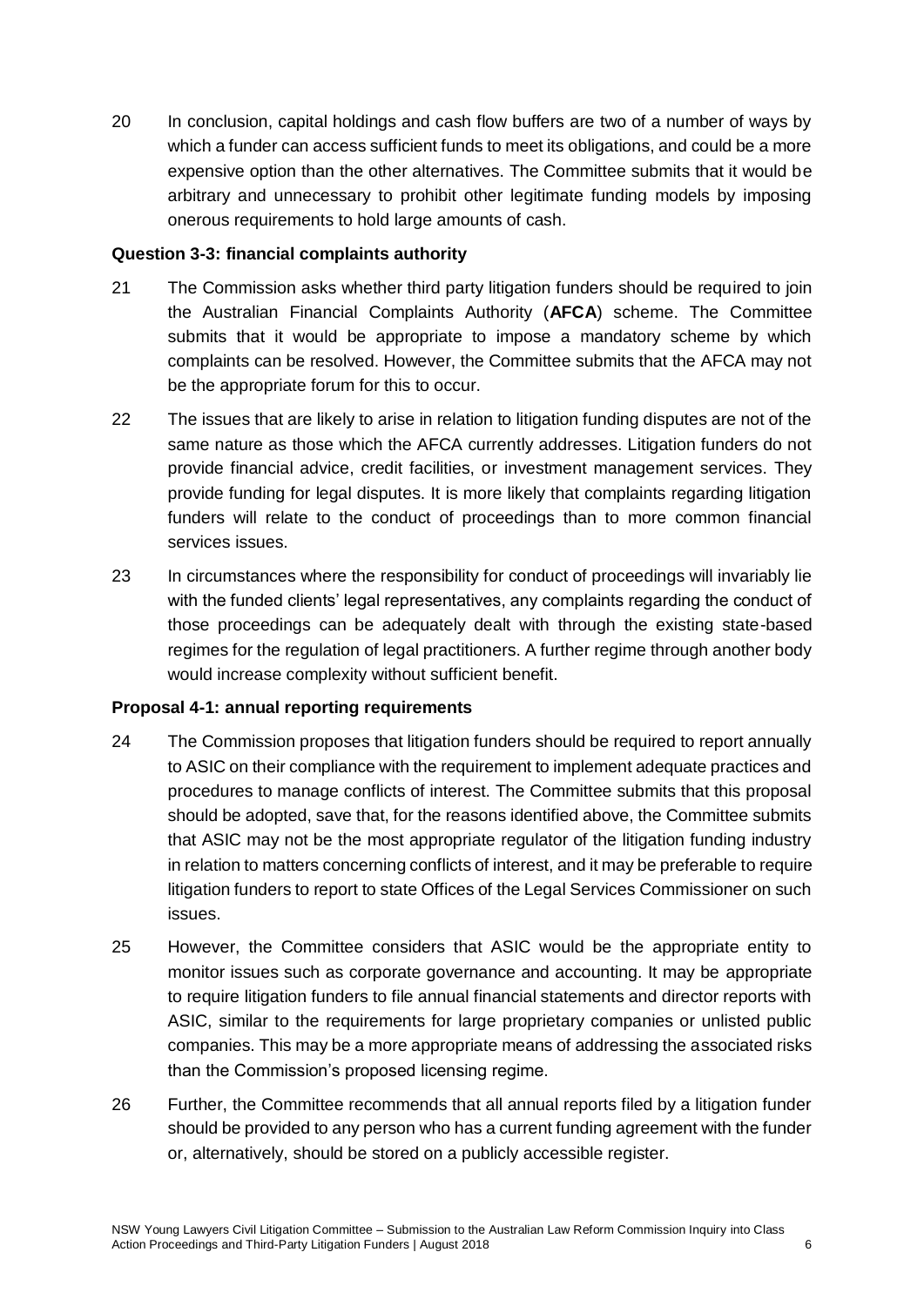20 In conclusion, capital holdings and cash flow buffers are two of a number of ways by which a funder can access sufficient funds to meet its obligations, and could be a more expensive option than the other alternatives. The Committee submits that it would be arbitrary and unnecessary to prohibit other legitimate funding models by imposing onerous requirements to hold large amounts of cash.

**Question 3-3: financial complaints authority**

21 The Commission asks whether third party litigation funders should be required to join the Australian Financial Complaints Authority (**AFCA**) scheme. The Committee submits that it would be appropriate to impose a mandatory scheme by which complaints can be resolved. However, the Committee submits that the AFCA may not be the appropriate forum for this to occur.

22 The issues that are likely to arise in relation to litigation funding disputes are not of the same nature as those which the AFCA currently addresses. Litigation funders do not provide financial advice, credit facilities, or investment management services. They provide funding for legal disputes. It is more likely that complaints regarding litigation funders will relate to the conduct of proceedings than to more common financial services issues.

23 In circumstances where the responsibility for conduct of proceedings will invariably lie with the funded clients' legal representatives, any complaints regarding the conduct of those proceedings can be adequately dealt with through the existing state-based regimes for the regulation of legal practitioners. A further regime through another body would increase complexity without sufficient benefit.

**Proposal 4-1: annual reporting requirements**

24 The Commission proposes that litigation funders should be required to report annually to ASIC on their compliance with the requirement to implement adequate practices and procedures to manage conflicts of interest. The Committee submits that this proposal should be adopted, save that, for the reasons identified above, the Committee submits that ASIC may not be the most appropriate regulator of the litigation funding industry in relation to matters concerning conflicts of interest, and it may be preferable to require litigation funders to report to state Offices of the Legal Services Commissioner on such issues.

25 However, the Committee considers that ASIC would be the appropriate entity to monitor issues such as corporate governance and accounting. It may be appropriate to require litigation funders to file annual financial statements and director reports with ASIC, similar to the requirements for large proprietary companies or unlisted public companies. This may be a more appropriate means of addressing the associated risks than the Commission's proposed licensing regime.

26 Further, the Committee recommends that all annual reports filed by a litigation funder should be provided to any person who has a current funding agreement with the funder or, alternatively, should be stored on a publicly accessible register.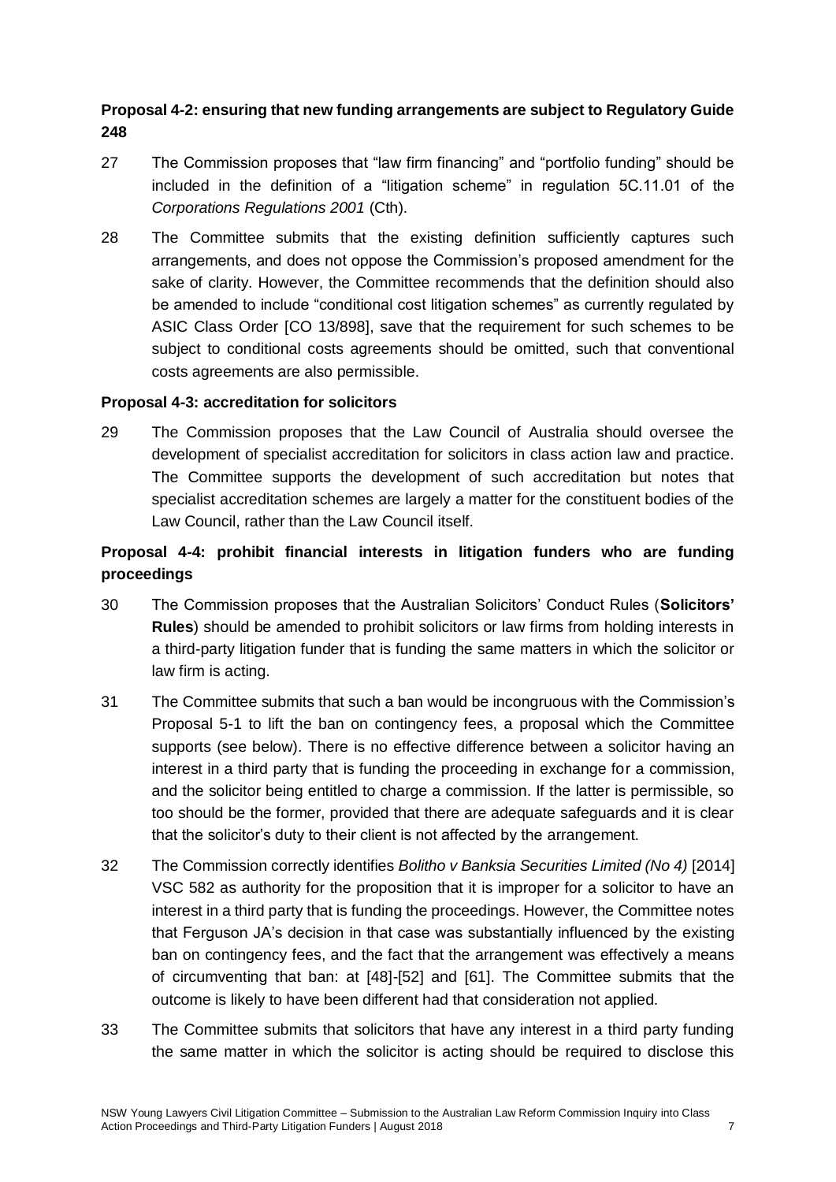**Proposal 4-2: ensuring that new funding arrangements are subject to Regulatory Guide 248**

27 The Commission proposes that "law firm financing" and "portfolio funding" should be included in the definition of a "litigation scheme" in regulation 5C.11.01 of the *Corporations Regulations 2001* (Cth).

28 The Committee submits that the existing definition sufficiently captures such arrangements, and does not oppose the Commission's proposed amendment for the sake of clarity. However, the Committee recommends that the definition should also be amended to include "conditional cost litigation schemes" as currently regulated by ASIC Class Order [CO 13/898], save that the requirement for such schemes to be subject to conditional costs agreements should be omitted, such that conventional costs agreements are also permissible.

**Proposal 4-3: accreditation for solicitors**

29 The Commission proposes that the Law Council of Australia should oversee the development of specialist accreditation for solicitors in class action law and practice. The Committee supports the development of such accreditation but notes that specialist accreditation schemes are largely a matter for the constituent bodies of the Law Council, rather than the Law Council itself.

**Proposal 4-4: prohibit financial interests in litigation funders who are funding proceedings**

30 The Commission proposes that the Australian Solicitors' Conduct Rules (**Solicitors' Rules**) should be amended to prohibit solicitors or law firms from holding interests in a third-party litigation funder that is funding the same matters in which the solicitor or law firm is acting.

31 The Committee submits that such a ban would be incongruous with the Commission's Proposal 5-1 to lift the ban on contingency fees, a proposal which the Committee supports (see below). There is no effective difference between a solicitor having an interest in a third party that is funding the proceeding in exchange for a commission, and the solicitor being entitled to charge a commission. If the latter is permissible, so too should be the former, provided that there are adequate safeguards and it is clear that the solicitor's duty to their client is not affected by the arrangement.

32 The Commission correctly identifies *Bolitho v Banksia Securities Limited (No 4)* [2014] VSC 582 as authority for the proposition that it is improper for a solicitor to have an interest in a third party that is funding the proceedings. However, the Committee notes that Ferguson JA's decision in that case was substantially influenced by the existing ban on contingency fees, and the fact that the arrangement was effectively a means of circumventing that ban: at [48]-[52] and [61]. The Committee submits that the outcome is likely to have been different had that consideration not applied.

33 The Committee submits that solicitors that have any interest in a third party funding the same matter in which the solicitor is acting should be required to disclose this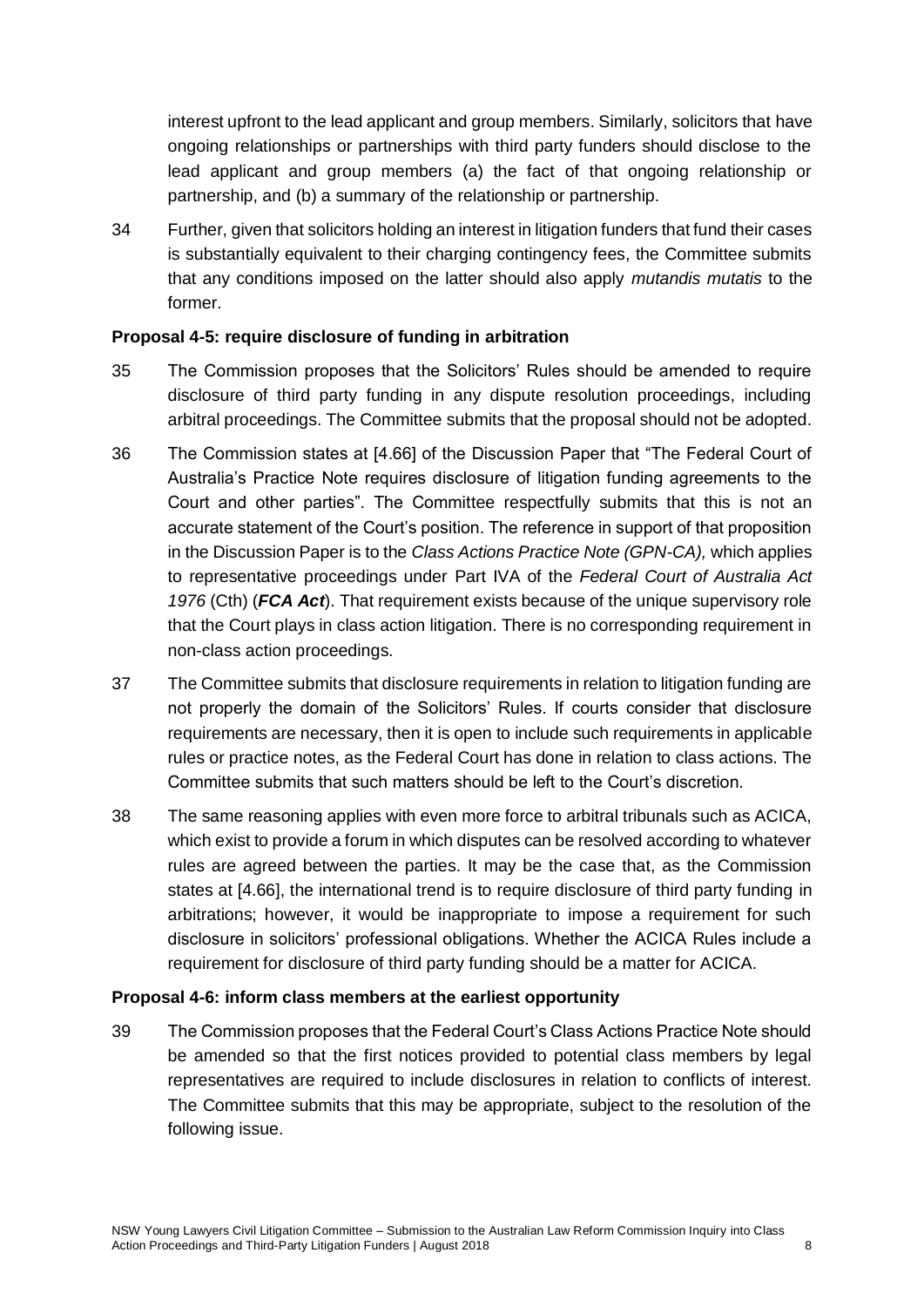interest upfront to the lead applicant and group members. Similarly, solicitors that have ongoing relationships or partnerships with third party funders should disclose to the lead applicant and group members (a) the fact of that ongoing relationship or partnership, and (b) a summary of the relationship or partnership.

34 Further, given that solicitors holding an interest in litigation funders that fund their cases is substantially equivalent to their charging contingency fees, the Committee submits that any conditions imposed on the latter should also apply *mutandis mutatis* to the former.

**Proposal 4-5: require disclosure of funding in arbitration**

35 The Commission proposes that the Solicitors' Rules should be amended to require disclosure of third party funding in any dispute resolution proceedings, including arbitral proceedings. The Committee submits that the proposal should not be adopted.

36 The Commission states at [4.66] of the Discussion Paper that "The Federal Court of Australia's Practice Note requires disclosure of litigation funding agreements to the Court and other parties". The Committee respectfully submits that this is not an accurate statement of the Court's position. The reference in support of that proposition in the Discussion Paper is to the *Class Actions Practice Note (GPN-CA),* which applies to representative proceedings under Part IVA of the *Federal Court of Australia Act 1976* (Cth) (***FCA Act***). That requirement exists because of the unique supervisory role that the Court plays in class action litigation. There is no corresponding requirement in non-class action proceedings.

37 The Committee submits that disclosure requirements in relation to litigation funding are not properly the domain of the Solicitors' Rules. If courts consider that disclosure requirements are necessary, then it is open to include such requirements in applicable rules or practice notes, as the Federal Court has done in relation to class actions. The Committee submits that such matters should be left to the Court's discretion.

38 The same reasoning applies with even more force to arbitral tribunals such as ACICA, which exist to provide a forum in which disputes can be resolved according to whatever rules are agreed between the parties. It may be the case that, as the Commission states at [4.66], the international trend is to require disclosure of third party funding in arbitrations; however, it would be inappropriate to impose a requirement for such disclosure in solicitors' professional obligations. Whether the ACICA Rules include a requirement for disclosure of third party funding should be a matter for ACICA.

**Proposal 4-6: inform class members at the earliest opportunity**

39 The Commission proposes that the Federal Court's Class Actions Practice Note should be amended so that the first notices provided to potential class members by legal representatives are required to include disclosures in relation to conflicts of interest. The Committee submits that this may be appropriate, subject to the resolution of the following issue.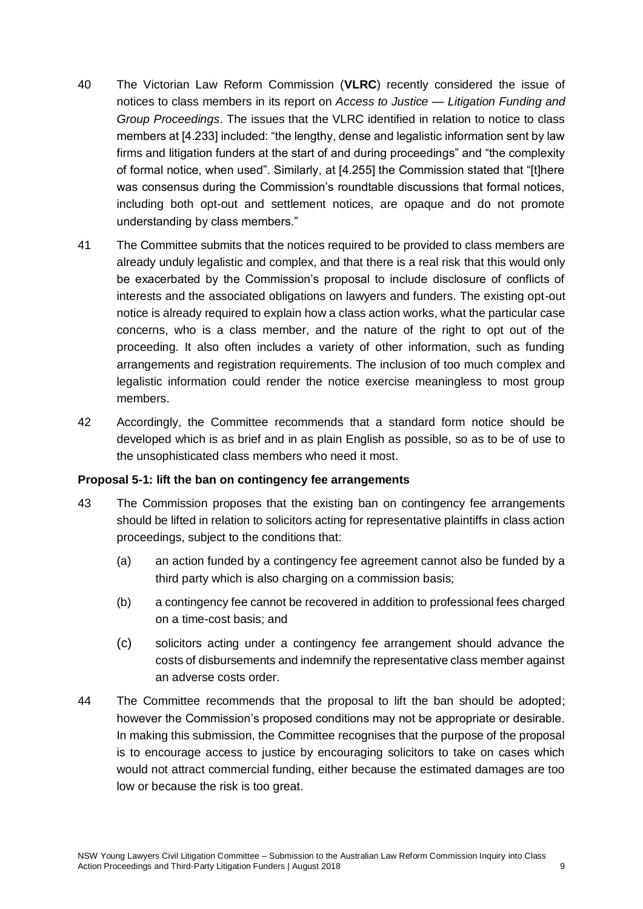40 The Victorian Law Reform Commission (**VLRC**) recently considered the issue of notices to class members in its report on *Access to Justice — Litigation Funding and Group Proceedings*. The issues that the VLRC identified in relation to notice to class members at [4.233] included: "the lengthy, dense and legalistic information sent by law firms and litigation funders at the start of and during proceedings" and "the complexity of formal notice, when used". Similarly, at [4.255] the Commission stated that "[t]here was consensus during the Commission's roundtable discussions that formal notices, including both opt-out and settlement notices, are opaque and do not promote understanding by class members."

41 The Committee submits that the notices required to be provided to class members are already unduly legalistic and complex, and that there is a real risk that this would only be exacerbated by the Commission's proposal to include disclosure of conflicts of interests and the associated obligations on lawyers and funders. The existing opt-out notice is already required to explain how a class action works, what the particular case concerns, who is a class member, and the nature of the right to opt out of the proceeding. It also often includes a variety of other information, such as funding arrangements and registration requirements. The inclusion of too much complex and legalistic information could render the notice exercise meaningless to most group members.

42 Accordingly, the Committee recommends that a standard form notice should be developed which is as brief and in as plain English as possible, so as to be of use to the unsophisticated class members who need it most.

**Proposal 5-1: lift the ban on contingency fee arrangements**

43 The Commission proposes that the existing ban on contingency fee arrangements should be lifted in relation to solicitors acting for representative plaintiffs in class action proceedings, subject to the conditions that:

(a) an action funded by a contingency fee agreement cannot also be funded by a third party which is also charging on a commission basis;

(b) a contingency fee cannot be recovered in addition to professional fees charged on a time-cost basis; and

(c) solicitors acting under a contingency fee arrangement should advance the costs of disbursements and indemnify the representative class member against an adverse costs order.

44 The Committee recommends that the proposal to lift the ban should be adopted; however the Commission's proposed conditions may not be appropriate or desirable. In making this submission, the Committee recognises that the purpose of the proposal is to encourage access to justice by encouraging solicitors to take on cases which would not attract commercial funding, either because the estimated damages are too low or because the risk is too great.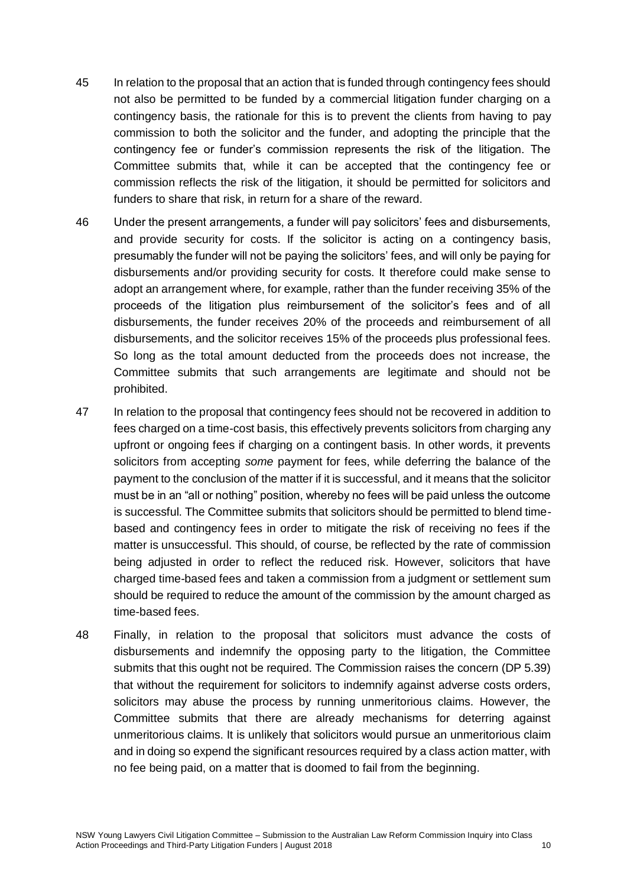45 In relation to the proposal that an action that is funded through contingency fees should not also be permitted to be funded by a commercial litigation funder charging on a contingency basis, the rationale for this is to prevent the clients from having to pay commission to both the solicitor and the funder, and adopting the principle that the contingency fee or funder's commission represents the risk of the litigation. The Committee submits that, while it can be accepted that the contingency fee or commission reflects the risk of the litigation, it should be permitted for solicitors and funders to share that risk, in return for a share of the reward.

46 Under the present arrangements, a funder will pay solicitors' fees and disbursements, and provide security for costs. If the solicitor is acting on a contingency basis, presumably the funder will not be paying the solicitors' fees, and will only be paying for disbursements and/or providing security for costs. It therefore could make sense to adopt an arrangement where, for example, rather than the funder receiving 35% of the proceeds of the litigation plus reimbursement of the solicitor's fees and of all disbursements, the funder receives 20% of the proceeds and reimbursement of all disbursements, and the solicitor receives 15% of the proceeds plus professional fees. So long as the total amount deducted from the proceeds does not increase, the Committee submits that such arrangements are legitimate and should not be prohibited.

47 In relation to the proposal that contingency fees should not be recovered in addition to fees charged on a time-cost basis, this effectively prevents solicitors from charging any upfront or ongoing fees if charging on a contingent basis. In other words, it prevents solicitors from accepting *some* payment for fees, while deferring the balance of the payment to the conclusion of the matter if it is successful, and it means that the solicitor must be in an "all or nothing" position, whereby no fees will be paid unless the outcome is successful. The Committee submits that solicitors should be permitted to blend time-based and contingency fees in order to mitigate the risk of receiving no fees if the matter is unsuccessful. This should, of course, be reflected by the rate of commission being adjusted in order to reflect the reduced risk. However, solicitors that have charged time-based fees and taken a commission from a judgment or settlement sum should be required to reduce the amount of the commission by the amount charged as time-based fees.

48 Finally, in relation to the proposal that solicitors must advance the costs of disbursements and indemnify the opposing party to the litigation, the Committee submits that this ought not be required. The Commission raises the concern (DP 5.39) that without the requirement for solicitors to indemnify against adverse costs orders, solicitors may abuse the process by running unmeritorious claims. However, the Committee submits that there are already mechanisms for deterring against unmeritorious claims. It is unlikely that solicitors would pursue an unmeritorious claim and in doing so expend the significant resources required by a class action matter, with no fee being paid, on a matter that is doomed to fail from the beginning.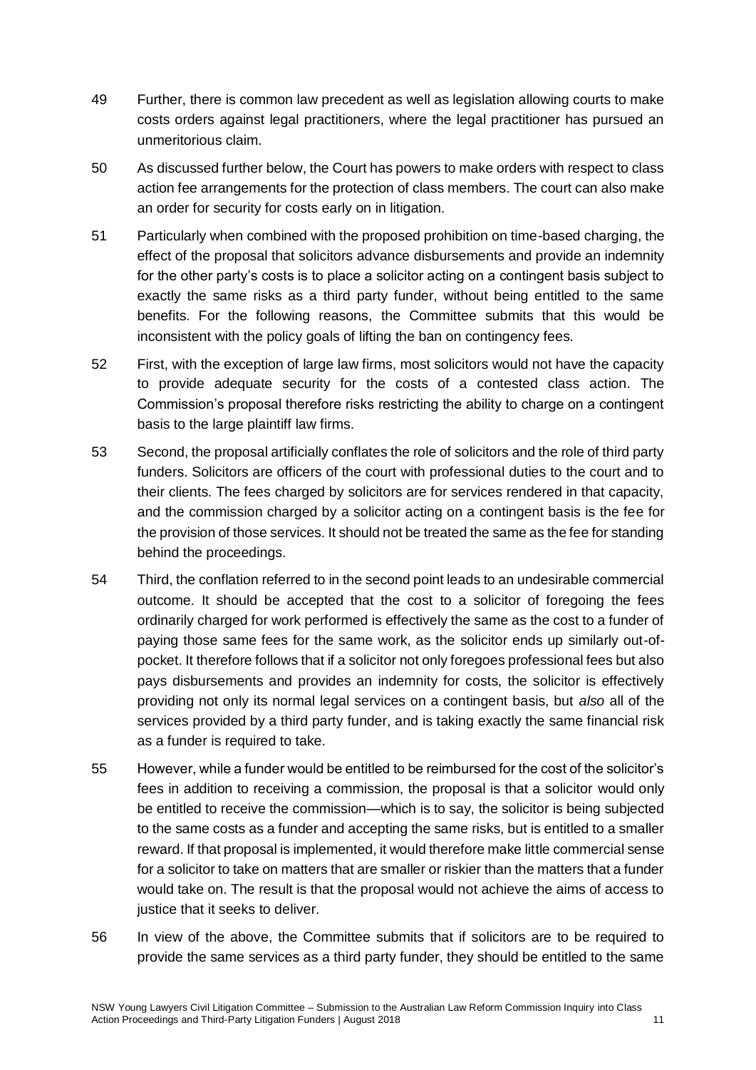49 Further, there is common law precedent as well as legislation allowing courts to make costs orders against legal practitioners, where the legal practitioner has pursued an unmeritorious claim.

50 As discussed further below, the Court has powers to make orders with respect to class action fee arrangements for the protection of class members. The court can also make an order for security for costs early on in litigation.

51 Particularly when combined with the proposed prohibition on time-based charging, the effect of the proposal that solicitors advance disbursements and provide an indemnity for the other party's costs is to place a solicitor acting on a contingent basis subject to exactly the same risks as a third party funder, without being entitled to the same benefits. For the following reasons, the Committee submits that this would be inconsistent with the policy goals of lifting the ban on contingency fees.

52 First, with the exception of large law firms, most solicitors would not have the capacity to provide adequate security for the costs of a contested class action. The Commission's proposal therefore risks restricting the ability to charge on a contingent basis to the large plaintiff law firms.

53 Second, the proposal artificially conflates the role of solicitors and the role of third party funders. Solicitors are officers of the court with professional duties to the court and to their clients. The fees charged by solicitors are for services rendered in that capacity, and the commission charged by a solicitor acting on a contingent basis is the fee for the provision of those services. It should not be treated the same as the fee for standing behind the proceedings.

54 Third, the conflation referred to in the second point leads to an undesirable commercial outcome. It should be accepted that the cost to a solicitor of foregoing the fees ordinarily charged for work performed is effectively the same as the cost to a funder of paying those same fees for the same work, as the solicitor ends up similarly out-of-pocket. It therefore follows that if a solicitor not only foregoes professional fees but also pays disbursements and provides an indemnity for costs, the solicitor is effectively providing not only its normal legal services on a contingent basis, but *also* all of the services provided by a third party funder, and is taking exactly the same financial risk as a funder is required to take.

55 However, while a funder would be entitled to be reimbursed for the cost of the solicitor's fees in addition to receiving a commission, the proposal is that a solicitor would only be entitled to receive the commission—which is to say, the solicitor is being subjected to the same costs as a funder and accepting the same risks, but is entitled to a smaller reward. If that proposal is implemented, it would therefore make little commercial sense for a solicitor to take on matters that are smaller or riskier than the matters that a funder would take on. The result is that the proposal would not achieve the aims of access to justice that it seeks to deliver.

56 In view of the above, the Committee submits that if solicitors are to be required to provide the same services as a third party funder, they should be entitled to the same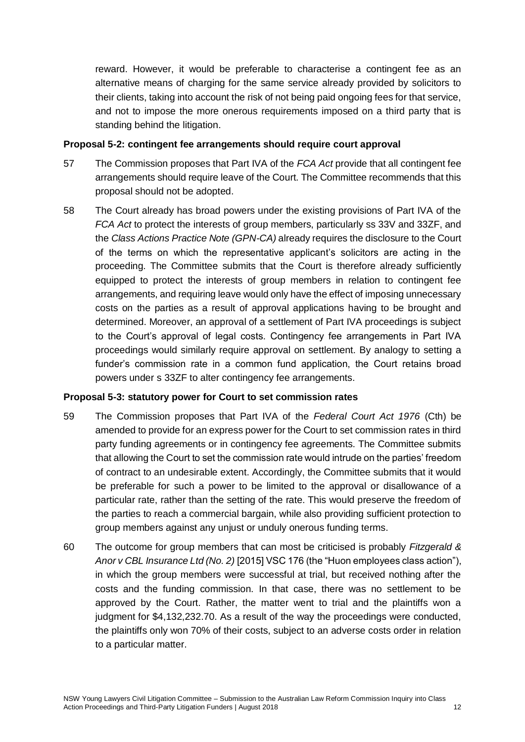reward. However, it would be preferable to characterise a contingent fee as an alternative means of charging for the same service already provided by solicitors to their clients, taking into account the risk of not being paid ongoing fees for that service, and not to impose the more onerous requirements imposed on a third party that is standing behind the litigation.

**Proposal 5-2: contingent fee arrangements should require court approval**

57 The Commission proposes that Part IVA of the *FCA Act* provide that all contingent fee arrangements should require leave of the Court. The Committee recommends that this proposal should not be adopted.

58 The Court already has broad powers under the existing provisions of Part IVA of the *FCA Act* to protect the interests of group members, particularly ss 33V and 33ZF, and the *Class Actions Practice Note (GPN-CA)* already requires the disclosure to the Court of the terms on which the representative applicant's solicitors are acting in the proceeding. The Committee submits that the Court is therefore already sufficiently equipped to protect the interests of group members in relation to contingent fee arrangements, and requiring leave would only have the effect of imposing unnecessary costs on the parties as a result of approval applications having to be brought and determined. Moreover, an approval of a settlement of Part IVA proceedings is subject to the Court's approval of legal costs. Contingency fee arrangements in Part IVA proceedings would similarly require approval on settlement. By analogy to setting a funder's commission rate in a common fund application, the Court retains broad powers under s 33ZF to alter contingency fee arrangements.

**Proposal 5-3: statutory power for Court to set commission rates**

59 The Commission proposes that Part IVA of the *Federal Court Act 1976* (Cth) be amended to provide for an express power for the Court to set commission rates in third party funding agreements or in contingency fee agreements. The Committee submits that allowing the Court to set the commission rate would intrude on the parties' freedom of contract to an undesirable extent. Accordingly, the Committee submits that it would be preferable for such a power to be limited to the approval or disallowance of a particular rate, rather than the setting of the rate. This would preserve the freedom of the parties to reach a commercial bargain, while also providing sufficient protection to group members against any unjust or unduly onerous funding terms.

60 The outcome for group members that can most be criticised is probably *Fitzgerald & Anor v CBL Insurance Ltd (No. 2)* [2015] VSC 176 (the "Huon employees class action"), in which the group members were successful at trial, but received nothing after the costs and the funding commission. In that case, there was no settlement to be approved by the Court. Rather, the matter went to trial and the plaintiffs won a judgment for $4,132,232.70. As a result of the way the proceedings were conducted, the plaintiffs only won 70% of their costs, subject to an adverse costs order in relation to a particular matter.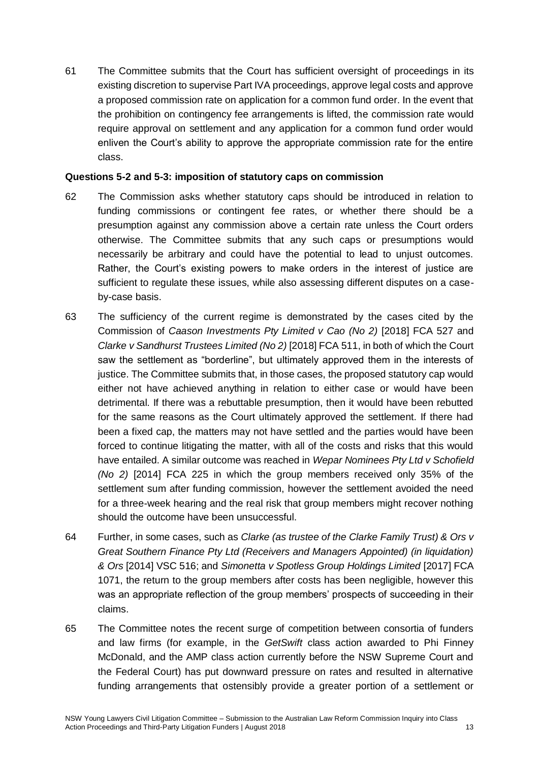61 The Committee submits that the Court has sufficient oversight of proceedings in its existing discretion to supervise Part IVA proceedings, approve legal costs and approve a proposed commission rate on application for a common fund order. In the event that the prohibition on contingency fee arrangements is lifted, the commission rate would require approval on settlement and any application for a common fund order would enliven the Court's ability to approve the appropriate commission rate for the entire class.

**Questions 5-2 and 5-3: imposition of statutory caps on commission**

62 The Commission asks whether statutory caps should be introduced in relation to funding commissions or contingent fee rates, or whether there should be a presumption against any commission above a certain rate unless the Court orders otherwise. The Committee submits that any such caps or presumptions would necessarily be arbitrary and could have the potential to lead to unjust outcomes. Rather, the Court's existing powers to make orders in the interest of justice are sufficient to regulate these issues, while also assessing different disputes on a case-by-case basis.

63 The sufficiency of the current regime is demonstrated by the cases cited by the Commission of *Caason Investments Pty Limited v Cao (No 2)* [2018] FCA 527 and *Clarke v Sandhurst Trustees Limited (No 2)* [2018] FCA 511, in both of which the Court saw the settlement as "borderline", but ultimately approved them in the interests of justice. The Committee submits that, in those cases, the proposed statutory cap would either not have achieved anything in relation to either case or would have been detrimental. If there was a rebuttable presumption, then it would have been rebutted for the same reasons as the Court ultimately approved the settlement. If there had been a fixed cap, the matters may not have settled and the parties would have been forced to continue litigating the matter, with all of the costs and risks that this would have entailed. A similar outcome was reached in *Wepar Nominees Pty Ltd v Schofield (No 2)* [2014] FCA 225 in which the group members received only 35% of the settlement sum after funding commission, however the settlement avoided the need for a three-week hearing and the real risk that group members might recover nothing should the outcome have been unsuccessful.

64 Further, in some cases, such as *Clarke (as trustee of the Clarke Family Trust) & Ors v Great Southern Finance Pty Ltd (Receivers and Managers Appointed) (in liquidation) & Ors* [2014] VSC 516; and *Simonetta v Spotless Group Holdings Limited* [2017] FCA 1071, the return to the group members after costs has been negligible, however this was an appropriate reflection of the group members' prospects of succeeding in their claims.

65 The Committee notes the recent surge of competition between consortia of funders and law firms (for example, in the *GetSwift* class action awarded to Phi Finney McDonald, and the AMP class action currently before the NSW Supreme Court and the Federal Court) has put downward pressure on rates and resulted in alternative funding arrangements that ostensibly provide a greater portion of a settlement or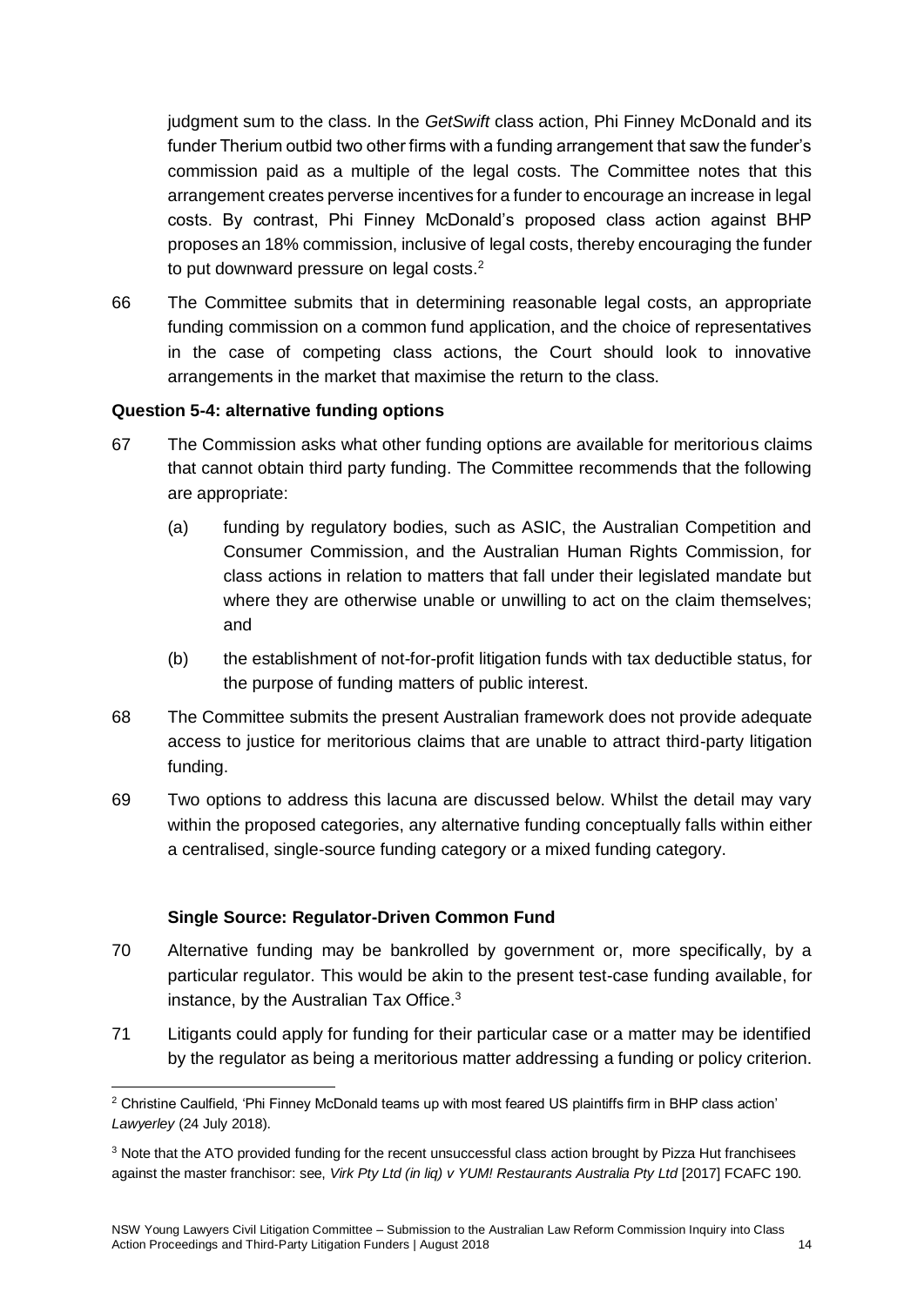judgment sum to the class. In the *GetSwift* class action, Phi Finney McDonald and its funder Therium outbid two other firms with a funding arrangement that saw the funder's commission paid as a multiple of the legal costs. The Committee notes that this arrangement creates perverse incentives for a funder to encourage an increase in legal costs. By contrast, Phi Finney McDonald's proposed class action against BHP proposes an 18% commission, inclusive of legal costs, thereby encouraging the funder to put downward pressure on legal costs.[2]

66 The Committee submits that in determining reasonable legal costs, an appropriate funding commission on a common fund application, and the choice of representatives in the case of competing class actions, the Court should look to innovative arrangements in the market that maximise the return to the class.

**Question 5-4: alternative funding options**

67 The Commission asks what other funding options are available for meritorious claims that cannot obtain third party funding. The Committee recommends that the following are appropriate:

(a) funding by regulatory bodies, such as ASIC, the Australian Competition and Consumer Commission, and the Australian Human Rights Commission, for class actions in relation to matters that fall under their legislated mandate but where they are otherwise unable or unwilling to act on the claim themselves; and

(b) the establishment of not-for-profit litigation funds with tax deductible status, for the purpose of funding matters of public interest.

68 The Committee submits the present Australian framework does not provide adequate access to justice for meritorious claims that are unable to attract third-party litigation funding.

69 Two options to address this lacuna are discussed below. Whilst the detail may vary within the proposed categories, any alternative funding conceptually falls within either a centralised, single-source funding category or a mixed funding category.

**Single Source: Regulator-Driven Common Fund**

70 Alternative funding may be bankrolled by government or, more specifically, by a particular regulator. This would be akin to the present test-case funding available, for instance, by the Australian Tax Office.[3]

71 Litigants could apply for funding for their particular case or a matter may be identified by the regulator as being a meritorious matter addressing a funding or policy criterion.

---

[2] Christine Caulfield, 'Phi Finney McDonald teams up with most feared US plaintiffs firm in BHP class action' *Lawyerley* (24 July 2018).

[3] Note that the ATO provided funding for the recent unsuccessful class action brought by Pizza Hut franchisees against the master franchisor: see, *Virk Pty Ltd (in liq) v YUM! Restaurants Australia Pty Ltd* [2017] FCAFC 190.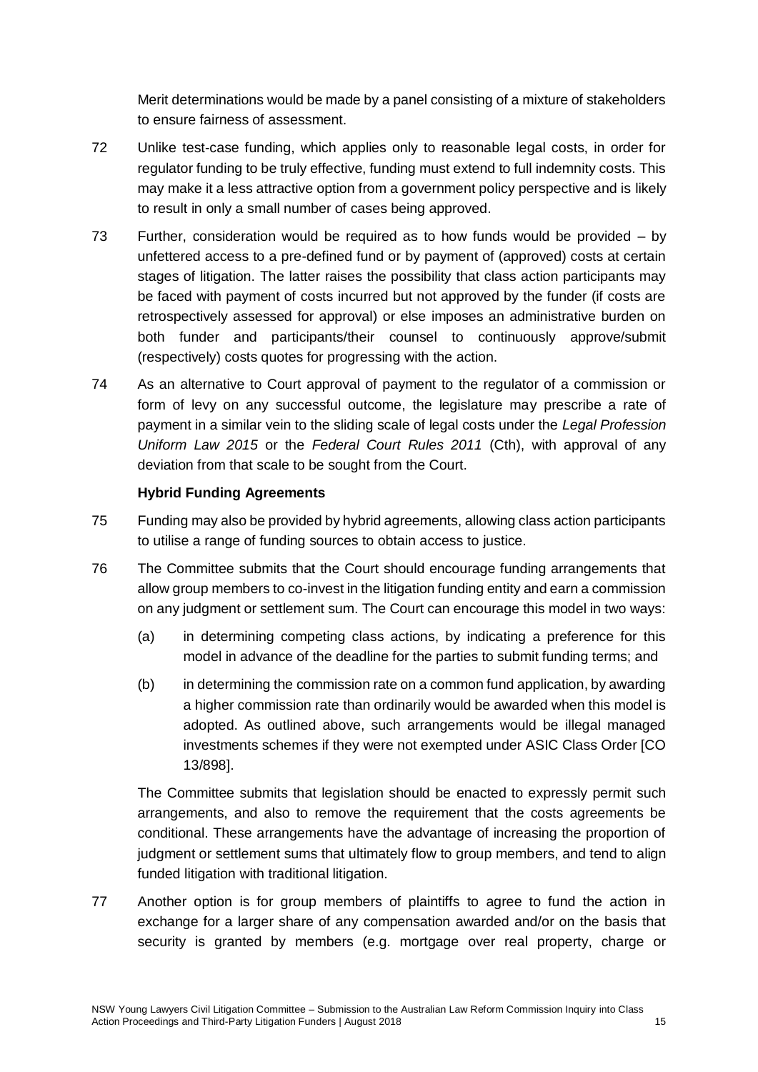Merit determinations would be made by a panel consisting of a mixture of stakeholders to ensure fairness of assessment.

72 Unlike test-case funding, which applies only to reasonable legal costs, in order for regulator funding to be truly effective, funding must extend to full indemnity costs. This may make it a less attractive option from a government policy perspective and is likely to result in only a small number of cases being approved.

73 Further, consideration would be required as to how funds would be provided – by unfettered access to a pre-defined fund or by payment of (approved) costs at certain stages of litigation. The latter raises the possibility that class action participants may be faced with payment of costs incurred but not approved by the funder (if costs are retrospectively assessed for approval) or else imposes an administrative burden on both funder and participants/their counsel to continuously approve/submit (respectively) costs quotes for progressing with the action.

74 As an alternative to Court approval of payment to the regulator of a commission or form of levy on any successful outcome, the legislature may prescribe a rate of payment in a similar vein to the sliding scale of legal costs under the *Legal Profession Uniform Law 2015* or the *Federal Court Rules 2011* (Cth), with approval of any deviation from that scale to be sought from the Court.

**Hybrid Funding Agreements**

75 Funding may also be provided by hybrid agreements, allowing class action participants to utilise a range of funding sources to obtain access to justice.

76 The Committee submits that the Court should encourage funding arrangements that allow group members to co-invest in the litigation funding entity and earn a commission on any judgment or settlement sum. The Court can encourage this model in two ways:

(a) in determining competing class actions, by indicating a preference for this model in advance of the deadline for the parties to submit funding terms; and

(b) in determining the commission rate on a common fund application, by awarding a higher commission rate than ordinarily would be awarded when this model is adopted. As outlined above, such arrangements would be illegal managed investments schemes if they were not exempted under ASIC Class Order [CO 13/898].

The Committee submits that legislation should be enacted to expressly permit such arrangements, and also to remove the requirement that the costs agreements be conditional. These arrangements have the advantage of increasing the proportion of judgment or settlement sums that ultimately flow to group members, and tend to align funded litigation with traditional litigation.

77 Another option is for group members of plaintiffs to agree to fund the action in exchange for a larger share of any compensation awarded and/or on the basis that security is granted by members (e.g. mortgage over real property, charge or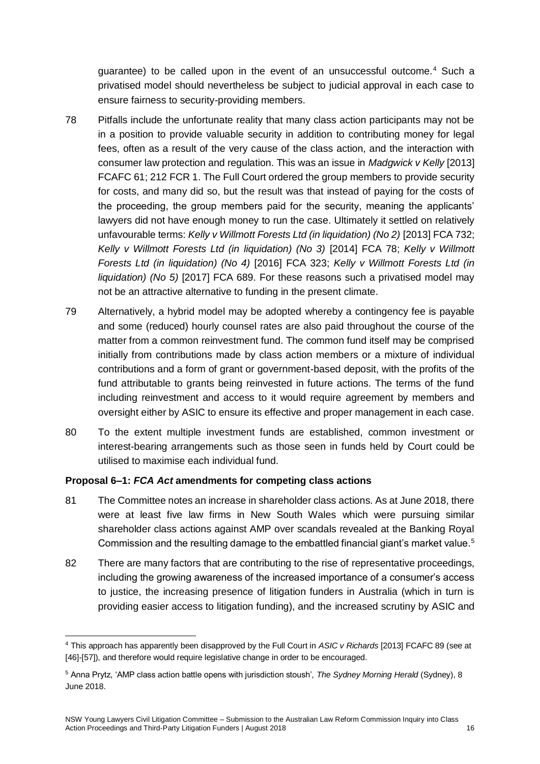guarantee) to be called upon in the event of an unsuccessful outcome.[4] Such a privatised model should nevertheless be subject to judicial approval in each case to ensure fairness to security-providing members.

78 Pitfalls include the unfortunate reality that many class action participants may not be in a position to provide valuable security in addition to contributing money for legal fees, often as a result of the very cause of the class action, and the interaction with consumer law protection and regulation. This was an issue in *Madgwick v Kelly* [2013] FCAFC 61; 212 FCR 1. The Full Court ordered the group members to provide security for costs, and many did so, but the result was that instead of paying for the costs of the proceeding, the group members paid for the security, meaning the applicants' lawyers did not have enough money to run the case. Ultimately it settled on relatively unfavourable terms: *Kelly v Willmott Forests Ltd (in liquidation) (No 2)* [2013] FCA 732; *Kelly v Willmott Forests Ltd (in liquidation) (No 3)* [2014] FCA 78; *Kelly v Willmott Forests Ltd (in liquidation) (No 4)* [2016] FCA 323; *Kelly v Willmott Forests Ltd (in liquidation) (No 5)* [2017] FCA 689. For these reasons such a privatised model may not be an attractive alternative to funding in the present climate.

79 Alternatively, a hybrid model may be adopted whereby a contingency fee is payable and some (reduced) hourly counsel rates are also paid throughout the course of the matter from a common reinvestment fund. The common fund itself may be comprised initially from contributions made by class action members or a mixture of individual contributions and a form of grant or government-based deposit, with the profits of the fund attributable to grants being reinvested in future actions. The terms of the fund including reinvestment and access to it would require agreement by members and oversight either by ASIC to ensure its effective and proper management in each case.

80 To the extent multiple investment funds are established, common investment or interest-bearing arrangements such as those seen in funds held by Court could be utilised to maximise each individual fund.

**Proposal 6–1: *FCA Act* amendments for competing class actions**

81 The Committee notes an increase in shareholder class actions. As at June 2018, there were at least five law firms in New South Wales which were pursuing similar shareholder class actions against AMP over scandals revealed at the Banking Royal Commission and the resulting damage to the embattled financial giant's market value.[5]

82 There are many factors that are contributing to the rise of representative proceedings, including the growing awareness of the increased importance of a consumer's access to justice, the increasing presence of litigation funders in Australia (which in turn is providing easier access to litigation funding), and the increased scrutiny by ASIC and

---

[4] This approach has apparently been disapproved by the Full Court in *ASIC v Richards* [2013] FCAFC 89 (see at [46]-[57]), and therefore would require legislative change in order to be encouraged.

[5] Anna Prytz, 'AMP class action battle opens with jurisdiction stoush', *The Sydney Morning Herald* (Sydney), 8 June 2018.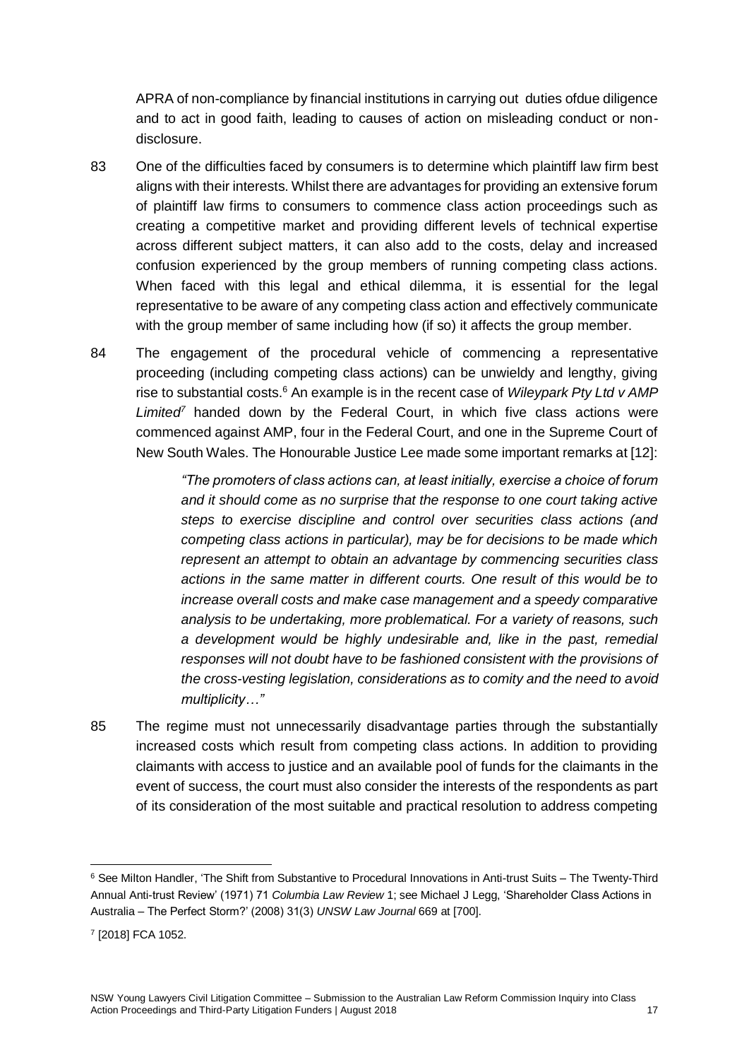APRA of non-compliance by financial institutions in carrying out duties ofdue diligence and to act in good faith, leading to causes of action on misleading conduct or non-disclosure.

83 One of the difficulties faced by consumers is to determine which plaintiff law firm best aligns with their interests. Whilst there are advantages for providing an extensive forum of plaintiff law firms to consumers to commence class action proceedings such as creating a competitive market and providing different levels of technical expertise across different subject matters, it can also add to the costs, delay and increased confusion experienced by the group members of running competing class actions. When faced with this legal and ethical dilemma, it is essential for the legal representative to be aware of any competing class action and effectively communicate with the group member of same including how (if so) it affects the group member.

84 The engagement of the procedural vehicle of commencing a representative proceeding (including competing class actions) can be unwieldy and lengthy, giving rise to substantial costs.[6] An example is in the recent case of *Wileypark Pty Ltd v AMP Limited*[7] handed down by the Federal Court, in which five class actions were commenced against AMP, four in the Federal Court, and one in the Supreme Court of New South Wales. The Honourable Justice Lee made some important remarks at [12]:

> *"The promoters of class actions can, at least initially, exercise a choice of forum and it should come as no surprise that the response to one court taking active steps to exercise discipline and control over securities class actions (and competing class actions in particular), may be for decisions to be made which represent an attempt to obtain an advantage by commencing securities class actions in the same matter in different courts. One result of this would be to increase overall costs and make case management and a speedy comparative analysis to be undertaking, more problematical. For a variety of reasons, such a development would be highly undesirable and, like in the past, remedial responses will not doubt have to be fashioned consistent with the provisions of the cross-vesting legislation, considerations as to comity and the need to avoid multiplicity…"*

85 The regime must not unnecessarily disadvantage parties through the substantially increased costs which result from competing class actions. In addition to providing claimants with access to justice and an available pool of funds for the claimants in the event of success, the court must also consider the interests of the respondents as part of its consideration of the most suitable and practical resolution to address competing

---

[6] See Milton Handler, 'The Shift from Substantive to Procedural Innovations in Anti-trust Suits – The Twenty-Third Annual Anti-trust Review' (1971) 71 *Columbia Law Review* 1; see Michael J Legg, 'Shareholder Class Actions in Australia – The Perfect Storm?' (2008) 31(3) *UNSW Law Journal* 669 at [700].

[7] [2018] FCA 1052.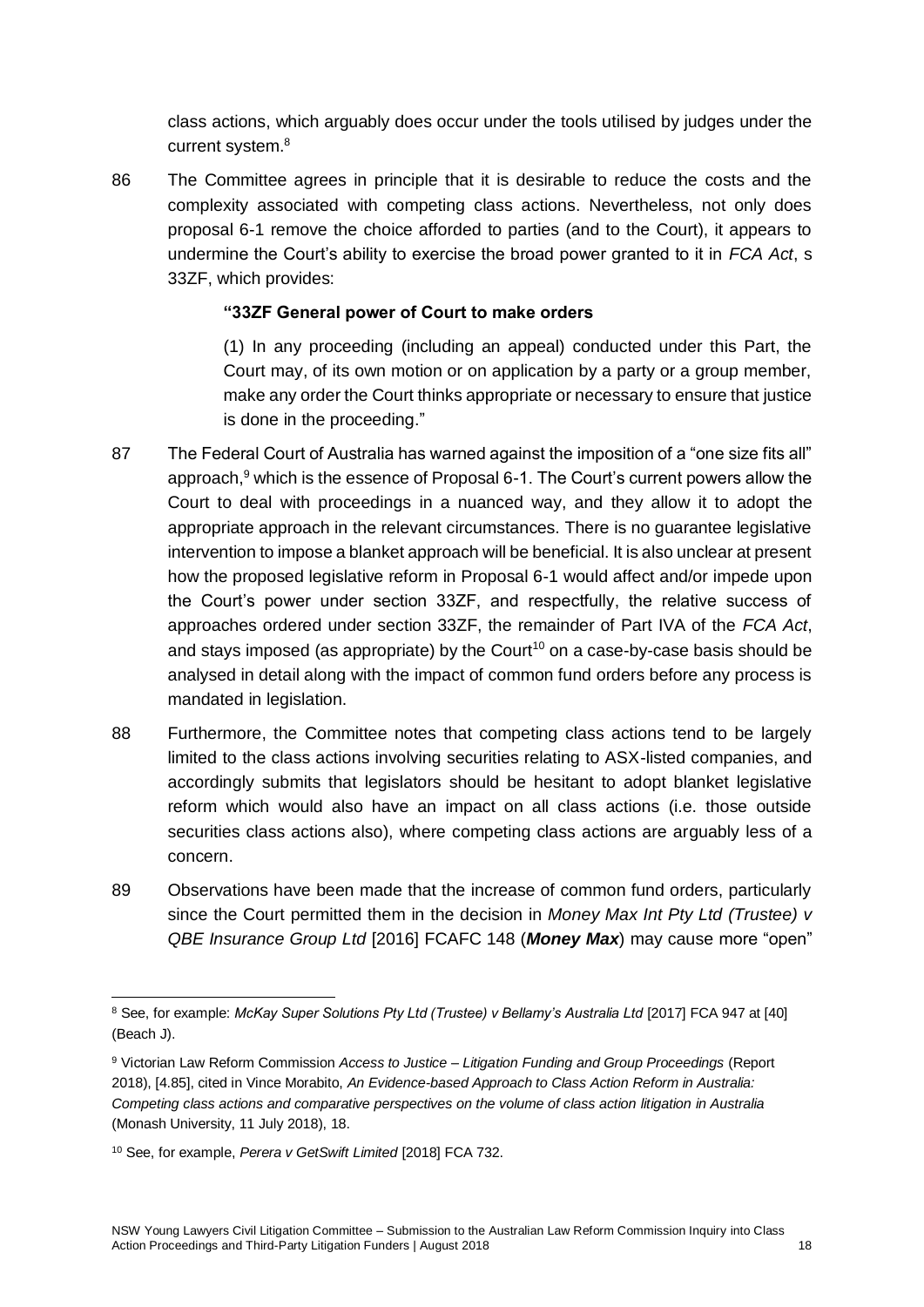class actions, which arguably does occur under the tools utilised by judges under the current system.[8]

86 The Committee agrees in principle that it is desirable to reduce the costs and the complexity associated with competing class actions. Nevertheless, not only does proposal 6-1 remove the choice afforded to parties (and to the Court), it appears to undermine the Court's ability to exercise the broad power granted to it in *FCA Act*, s 33ZF, which provides:

> **"33ZF General power of Court to make orders**
>
> (1) In any proceeding (including an appeal) conducted under this Part, the Court may, of its own motion or on application by a party or a group member, make any order the Court thinks appropriate or necessary to ensure that justice is done in the proceeding."

87 The Federal Court of Australia has warned against the imposition of a "one size fits all" approach,[9] which is the essence of Proposal 6-1. The Court's current powers allow the Court to deal with proceedings in a nuanced way, and they allow it to adopt the appropriate approach in the relevant circumstances. There is no guarantee legislative intervention to impose a blanket approach will be beneficial. It is also unclear at present how the proposed legislative reform in Proposal 6-1 would affect and/or impede upon the Court's power under section 33ZF, and respectfully, the relative success of approaches ordered under section 33ZF, the remainder of Part IVA of the *FCA Act*, and stays imposed (as appropriate) by the Court[10] on a case-by-case basis should be analysed in detail along with the impact of common fund orders before any process is mandated in legislation.

88 Furthermore, the Committee notes that competing class actions tend to be largely limited to the class actions involving securities relating to ASX-listed companies, and accordingly submits that legislators should be hesitant to adopt blanket legislative reform which would also have an impact on all class actions (i.e. those outside securities class actions also), where competing class actions are arguably less of a concern.

89 Observations have been made that the increase of common fund orders, particularly since the Court permitted them in the decision in *Money Max Int Pty Ltd (Trustee) v QBE Insurance Group Ltd* [2016] FCAFC 148 (***Money Max***) may cause more "open"

---

[8] See, for example: *McKay Super Solutions Pty Ltd (Trustee) v Bellamy's Australia Ltd* [2017] FCA 947 at [40] (Beach J).

[9] Victorian Law Reform Commission *Access to Justice – Litigation Funding and Group Proceedings* (Report 2018), [4.85], cited in Vince Morabito, *An Evidence-based Approach to Class Action Reform in Australia: Competing class actions and comparative perspectives on the volume of class action litigation in Australia* (Monash University, 11 July 2018), 18.

[10] See, for example, *Perera v GetSwift Limited* [2018] FCA 732.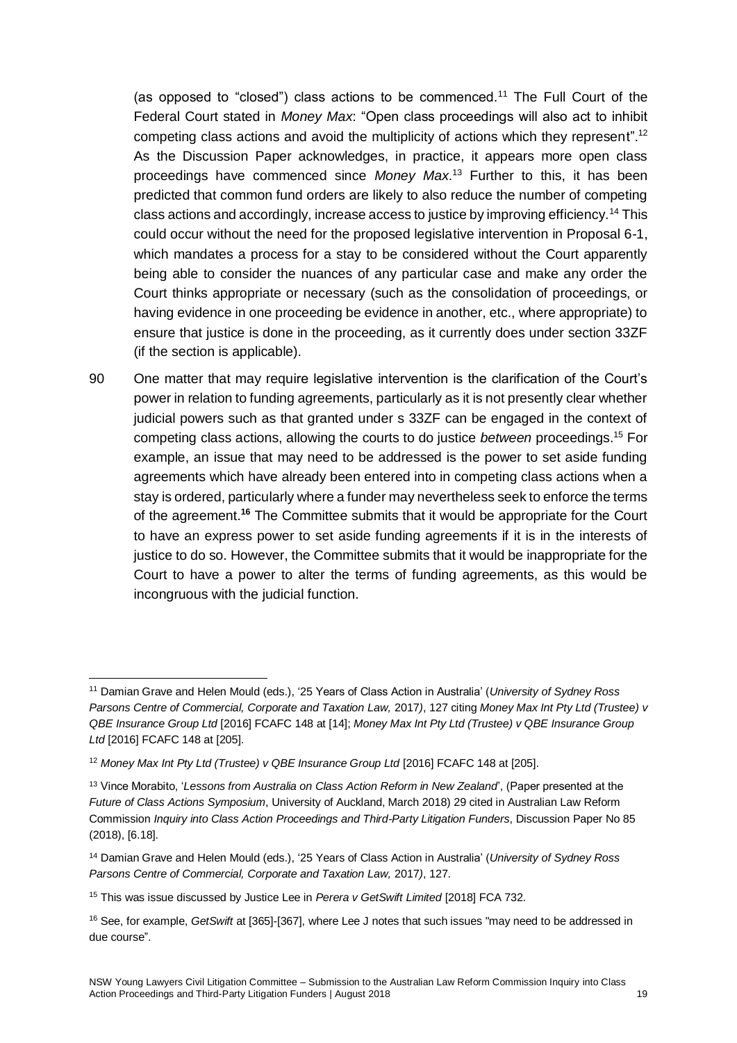(as opposed to "closed") class actions to be commenced.[11] The Full Court of the Federal Court stated in *Money Max*: "Open class proceedings will also act to inhibit competing class actions and avoid the multiplicity of actions which they represent".[12] As the Discussion Paper acknowledges, in practice, it appears more open class proceedings have commenced since *Money Max*.[13] Further to this, it has been predicted that common fund orders are likely to also reduce the number of competing class actions and accordingly, increase access to justice by improving efficiency.[14] This could occur without the need for the proposed legislative intervention in Proposal 6-1, which mandates a process for a stay to be considered without the Court apparently being able to consider the nuances of any particular case and make any order the Court thinks appropriate or necessary (such as the consolidation of proceedings, or having evidence in one proceeding be evidence in another, etc., where appropriate) to ensure that justice is done in the proceeding, as it currently does under section 33ZF (if the section is applicable).

90 One matter that may require legislative intervention is the clarification of the Court's power in relation to funding agreements, particularly as it is not presently clear whether judicial powers such as that granted under s 33ZF can be engaged in the context of competing class actions, allowing the courts to do justice *between* proceedings.[15] For example, an issue that may need to be addressed is the power to set aside funding agreements which have already been entered into in competing class actions when a stay is ordered, particularly where a funder may nevertheless seek to enforce the terms of the agreement.**[16]** The Committee submits that it would be appropriate for the Court to have an express power to set aside funding agreements if it is in the interests of justice to do so. However, the Committee submits that it would be inappropriate for the Court to have a power to alter the terms of funding agreements, as this would be incongruous with the judicial function.

---

[11] Damian Grave and Helen Mould (eds.), '25 Years of Class Action in Australia' (*University of Sydney Ross Parsons Centre of Commercial, Corporate and Taxation Law,* 2017*)*, 127 citing *Money Max Int Pty Ltd (Trustee) v QBE Insurance Group Ltd* [2016] FCAFC 148 at [14]; *Money Max Int Pty Ltd (Trustee) v QBE Insurance Group Ltd* [2016] FCAFC 148 at [205].

[12] *Money Max Int Pty Ltd (Trustee) v QBE Insurance Group Ltd* [2016] FCAFC 148 at [205].

[13] Vince Morabito, '*Lessons from Australia on Class Action Reform in New Zealand*', (Paper presented at the *Future of Class Actions Symposium*, University of Auckland, March 2018) 29 cited in Australian Law Reform Commission *Inquiry into Class Action Proceedings and Third-Party Litigation Funders*, Discussion Paper No 85 (2018), [6.18].

[14] Damian Grave and Helen Mould (eds.), '25 Years of Class Action in Australia' (*University of Sydney Ross Parsons Centre of Commercial, Corporate and Taxation Law,* 2017*)*, 127.

[15] This was issue discussed by Justice Lee in *Perera v GetSwift Limited* [2018] FCA 732.

[16] See, for example, *GetSwift* at [365]-[367], where Lee J notes that such issues "may need to be addressed in due course".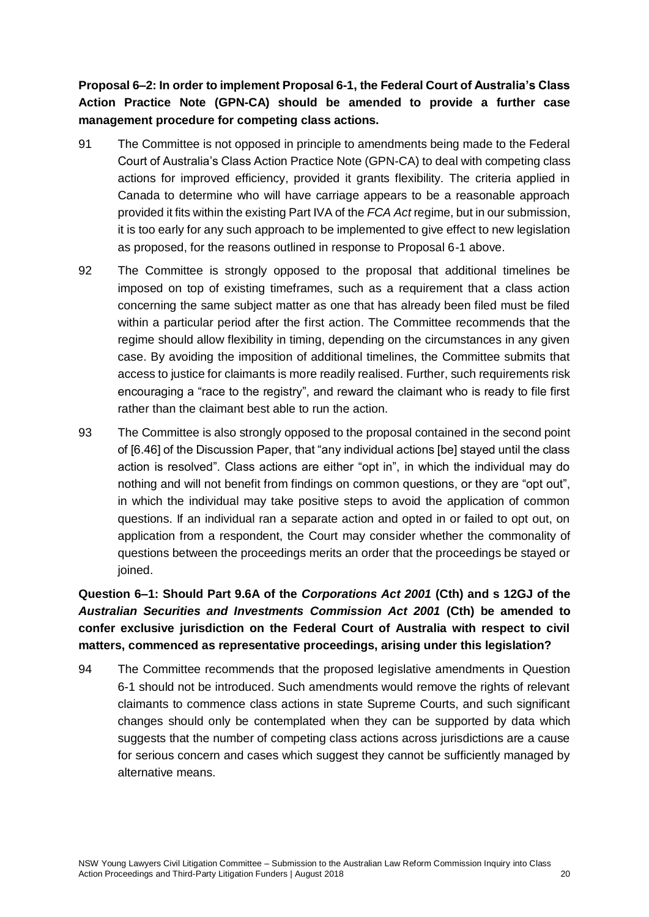**Proposal 6–2: In order to implement Proposal 6-1, the Federal Court of Australia's Class Action Practice Note (GPN-CA) should be amended to provide a further case management procedure for competing class actions.**

91 The Committee is not opposed in principle to amendments being made to the Federal Court of Australia's Class Action Practice Note (GPN-CA) to deal with competing class actions for improved efficiency, provided it grants flexibility. The criteria applied in Canada to determine who will have carriage appears to be a reasonable approach provided it fits within the existing Part IVA of the *FCA Act* regime, but in our submission, it is too early for any such approach to be implemented to give effect to new legislation as proposed, for the reasons outlined in response to Proposal 6-1 above.

92 The Committee is strongly opposed to the proposal that additional timelines be imposed on top of existing timeframes, such as a requirement that a class action concerning the same subject matter as one that has already been filed must be filed within a particular period after the first action. The Committee recommends that the regime should allow flexibility in timing, depending on the circumstances in any given case. By avoiding the imposition of additional timelines, the Committee submits that access to justice for claimants is more readily realised. Further, such requirements risk encouraging a "race to the registry", and reward the claimant who is ready to file first rather than the claimant best able to run the action.

93 The Committee is also strongly opposed to the proposal contained in the second point of [6.46] of the Discussion Paper, that "any individual actions [be] stayed until the class action is resolved". Class actions are either "opt in", in which the individual may do nothing and will not benefit from findings on common questions, or they are "opt out", in which the individual may take positive steps to avoid the application of common questions. If an individual ran a separate action and opted in or failed to opt out, on application from a respondent, the Court may consider whether the commonality of questions between the proceedings merits an order that the proceedings be stayed or joined.

**Question 6–1: Should Part 9.6A of the *Corporations Act 2001* (Cth) and s 12GJ of the *Australian Securities and Investments Commission Act 2001* (Cth) be amended to confer exclusive jurisdiction on the Federal Court of Australia with respect to civil matters, commenced as representative proceedings, arising under this legislation?**

94 The Committee recommends that the proposed legislative amendments in Question 6-1 should not be introduced. Such amendments would remove the rights of relevant claimants to commence class actions in state Supreme Courts, and such significant changes should only be contemplated when they can be supported by data which suggests that the number of competing class actions across jurisdictions are a cause for serious concern and cases which suggest they cannot be sufficiently managed by alternative means.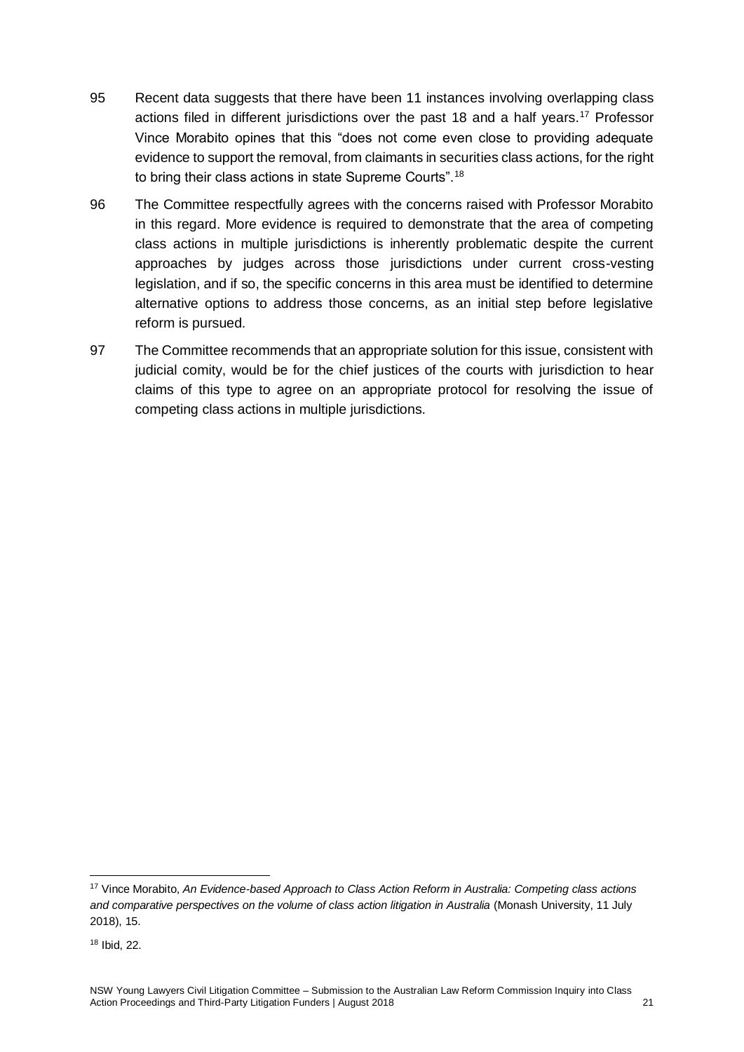95 Recent data suggests that there have been 11 instances involving overlapping class actions filed in different jurisdictions over the past 18 and a half years.[17] Professor Vince Morabito opines that this "does not come even close to providing adequate evidence to support the removal, from claimants in securities class actions, for the right to bring their class actions in state Supreme Courts".[18]

96 The Committee respectfully agrees with the concerns raised with Professor Morabito in this regard. More evidence is required to demonstrate that the area of competing class actions in multiple jurisdictions is inherently problematic despite the current approaches by judges across those jurisdictions under current cross-vesting legislation, and if so, the specific concerns in this area must be identified to determine alternative options to address those concerns, as an initial step before legislative reform is pursued.

97 The Committee recommends that an appropriate solution for this issue, consistent with judicial comity, would be for the chief justices of the courts with jurisdiction to hear claims of this type to agree on an appropriate protocol for resolving the issue of competing class actions in multiple jurisdictions.

---

[17] Vince Morabito, *An Evidence-based Approach to Class Action Reform in Australia: Competing class actions and comparative perspectives on the volume of class action litigation in Australia* (Monash University, 11 July 2018), 15.

[18] Ibid, 22.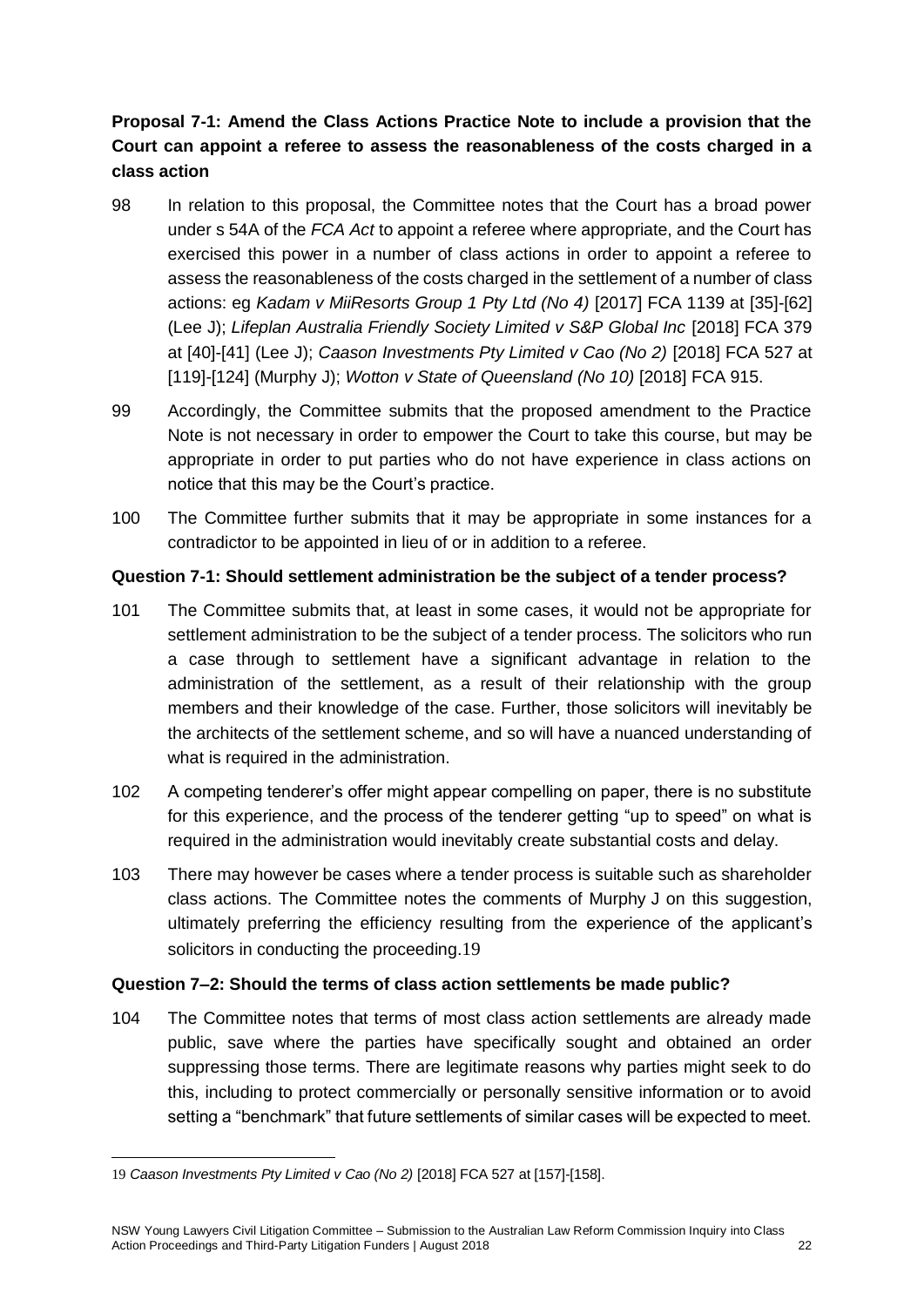**Proposal 7-1: Amend the Class Actions Practice Note to include a provision that the Court can appoint a referee to assess the reasonableness of the costs charged in a class action**

98 In relation to this proposal, the Committee notes that the Court has a broad power under s 54A of the *FCA Act* to appoint a referee where appropriate, and the Court has exercised this power in a number of class actions in order to appoint a referee to assess the reasonableness of the costs charged in the settlement of a number of class actions: eg *Kadam v MiiResorts Group 1 Pty Ltd (No 4)* [2017] FCA 1139 at [35]-[62] (Lee J); *Lifeplan Australia Friendly Society Limited v S&P Global Inc* [2018] FCA 379 at [40]-[41] (Lee J); *Caason Investments Pty Limited v Cao (No 2)* [2018] FCA 527 at [119]-[124] (Murphy J); *Wotton v State of Queensland (No 10)* [2018] FCA 915.

99 Accordingly, the Committee submits that the proposed amendment to the Practice Note is not necessary in order to empower the Court to take this course, but may be appropriate in order to put parties who do not have experience in class actions on notice that this may be the Court's practice.

100 The Committee further submits that it may be appropriate in some instances for a contradictor to be appointed in lieu of or in addition to a referee.

**Question 7-1: Should settlement administration be the subject of a tender process?**

101 The Committee submits that, at least in some cases, it would not be appropriate for settlement administration to be the subject of a tender process. The solicitors who run a case through to settlement have a significant advantage in relation to the administration of the settlement, as a result of their relationship with the group members and their knowledge of the case. Further, those solicitors will inevitably be the architects of the settlement scheme, and so will have a nuanced understanding of what is required in the administration.

102 A competing tenderer's offer might appear compelling on paper, there is no substitute for this experience, and the process of the tenderer getting "up to speed" on what is required in the administration would inevitably create substantial costs and delay.

103 There may however be cases where a tender process is suitable such as shareholder class actions. The Committee notes the comments of Murphy J on this suggestion, ultimately preferring the efficiency resulting from the experience of the applicant's solicitors in conducting the proceeding.[19]

**Question 7–2: Should the terms of class action settlements be made public?**

104 The Committee notes that terms of most class action settlements are already made public, save where the parties have specifically sought and obtained an order suppressing those terms. There are legitimate reasons why parties might seek to do this, including to protect commercially or personally sensitive information or to avoid setting a "benchmark" that future settlements of similar cases will be expected to meet.

---

[19] *Caason Investments Pty Limited v Cao (No 2)* [2018] FCA 527 at [157]-[158].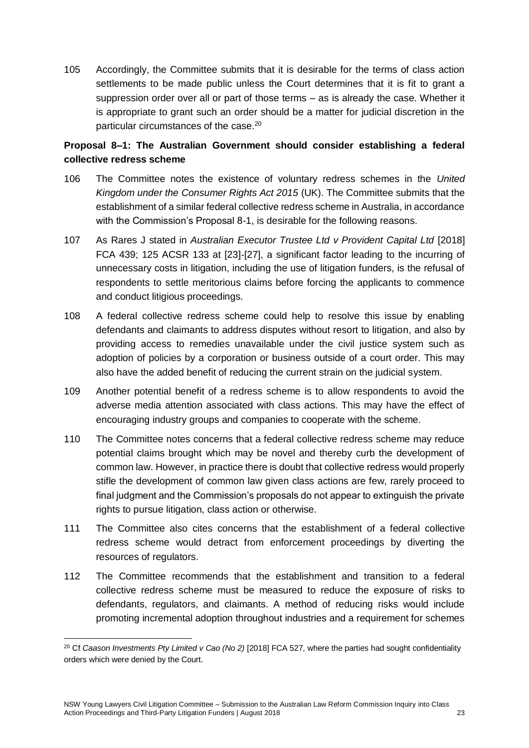105 Accordingly, the Committee submits that it is desirable for the terms of class action settlements to be made public unless the Court determines that it is fit to grant a suppression order over all or part of those terms – as is already the case. Whether it is appropriate to grant such an order should be a matter for judicial discretion in the particular circumstances of the case.[20]

**Proposal 8–1: The Australian Government should consider establishing a federal collective redress scheme**

106 The Committee notes the existence of voluntary redress schemes in the *United Kingdom under the Consumer Rights Act 2015* (UK). The Committee submits that the establishment of a similar federal collective redress scheme in Australia, in accordance with the Commission's Proposal 8-1, is desirable for the following reasons.

107 As Rares J stated in *Australian Executor Trustee Ltd v Provident Capital Ltd* [2018] FCA 439; 125 ACSR 133 at [23]-[27], a significant factor leading to the incurring of unnecessary costs in litigation, including the use of litigation funders, is the refusal of respondents to settle meritorious claims before forcing the applicants to commence and conduct litigious proceedings.

108 A federal collective redress scheme could help to resolve this issue by enabling defendants and claimants to address disputes without resort to litigation, and also by providing access to remedies unavailable under the civil justice system such as adoption of policies by a corporation or business outside of a court order. This may also have the added benefit of reducing the current strain on the judicial system.

109 Another potential benefit of a redress scheme is to allow respondents to avoid the adverse media attention associated with class actions. This may have the effect of encouraging industry groups and companies to cooperate with the scheme.

110 The Committee notes concerns that a federal collective redress scheme may reduce potential claims brought which may be novel and thereby curb the development of common law. However, in practice there is doubt that collective redress would properly stifle the development of common law given class actions are few, rarely proceed to final judgment and the Commission's proposals do not appear to extinguish the private rights to pursue litigation, class action or otherwise.

111 The Committee also cites concerns that the establishment of a federal collective redress scheme would detract from enforcement proceedings by diverting the resources of regulators.

112 The Committee recommends that the establishment and transition to a federal collective redress scheme must be measured to reduce the exposure of risks to defendants, regulators, and claimants. A method of reducing risks would include promoting incremental adoption throughout industries and a requirement for schemes

[20] Cf *Caason Investments Pty Limited v Cao (No 2)* [2018] FCA 527, where the parties had sought confidentiality orders which were denied by the Court.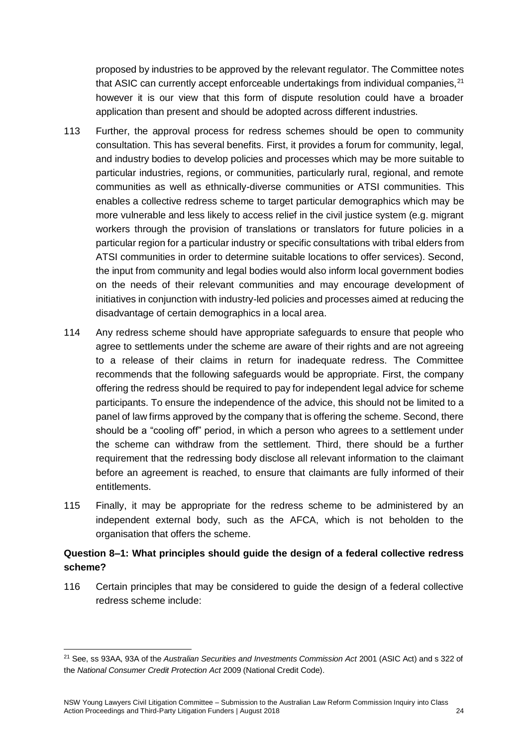proposed by industries to be approved by the relevant regulator. The Committee notes that ASIC can currently accept enforceable undertakings from individual companies,[21] however it is our view that this form of dispute resolution could have a broader application than present and should be adopted across different industries.

113 Further, the approval process for redress schemes should be open to community consultation. This has several benefits. First, it provides a forum for community, legal, and industry bodies to develop policies and processes which may be more suitable to particular industries, regions, or communities, particularly rural, regional, and remote communities as well as ethnically-diverse communities or ATSI communities. This enables a collective redress scheme to target particular demographics which may be more vulnerable and less likely to access relief in the civil justice system (e.g. migrant workers through the provision of translations or translators for future policies in a particular region for a particular industry or specific consultations with tribal elders from ATSI communities in order to determine suitable locations to offer services). Second, the input from community and legal bodies would also inform local government bodies on the needs of their relevant communities and may encourage development of initiatives in conjunction with industry-led policies and processes aimed at reducing the disadvantage of certain demographics in a local area.

114 Any redress scheme should have appropriate safeguards to ensure that people who agree to settlements under the scheme are aware of their rights and are not agreeing to a release of their claims in return for inadequate redress. The Committee recommends that the following safeguards would be appropriate. First, the company offering the redress should be required to pay for independent legal advice for scheme participants. To ensure the independence of the advice, this should not be limited to a panel of law firms approved by the company that is offering the scheme. Second, there should be a "cooling off" period, in which a person who agrees to a settlement under the scheme can withdraw from the settlement. Third, there should be a further requirement that the redressing body disclose all relevant information to the claimant before an agreement is reached, to ensure that claimants are fully informed of their entitlements.

115 Finally, it may be appropriate for the redress scheme to be administered by an independent external body, such as the AFCA, which is not beholden to the organisation that offers the scheme.

**Question 8–1: What principles should guide the design of a federal collective redress scheme?**

116 Certain principles that may be considered to guide the design of a federal collective redress scheme include:

[21] See, ss 93AA, 93A of the *Australian Securities and Investments Commission Act* 2001 (ASIC Act) and s 322 of the *National Consumer Credit Protection Act* 2009 (National Credit Code).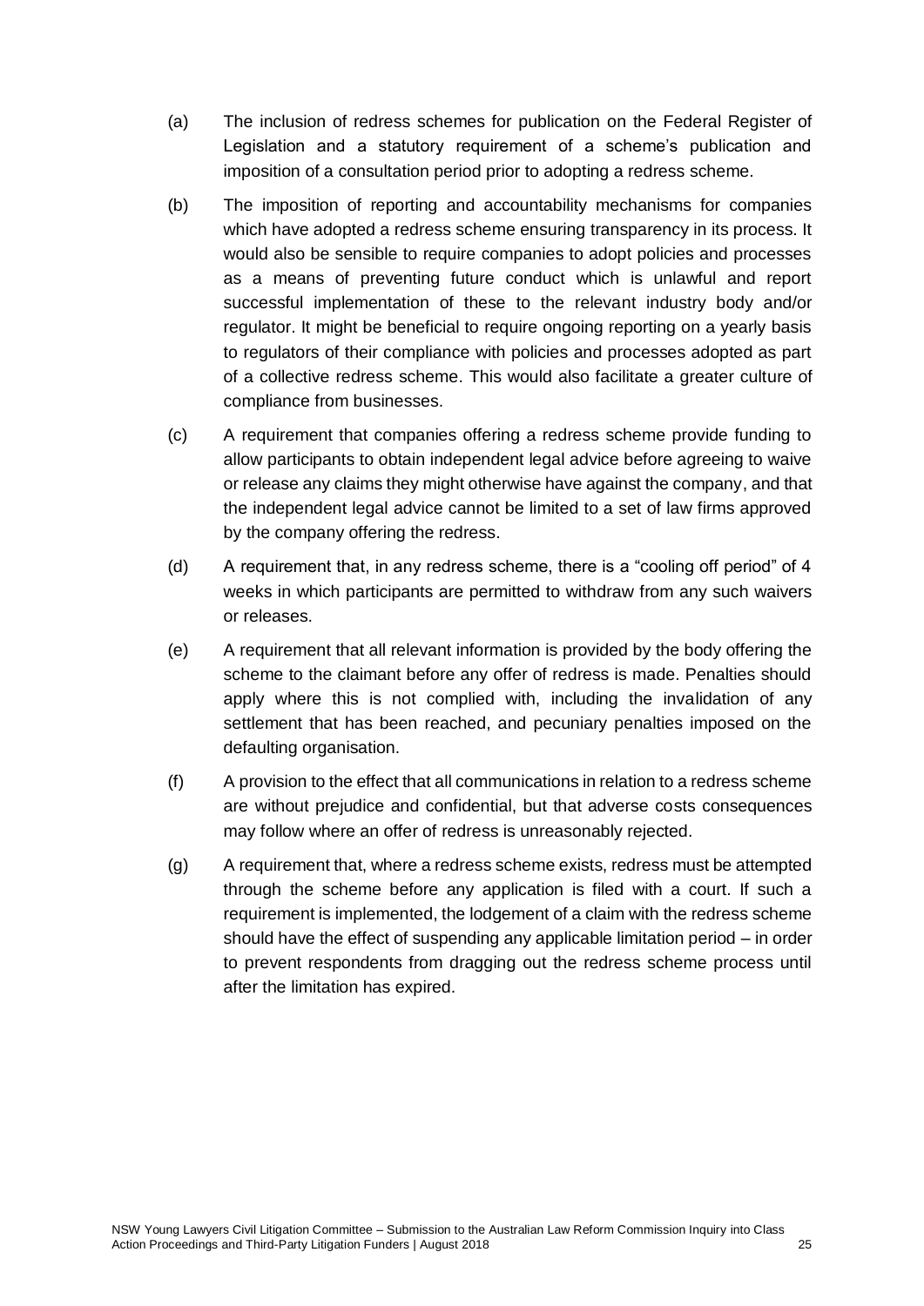(a) The inclusion of redress schemes for publication on the Federal Register of Legislation and a statutory requirement of a scheme's publication and imposition of a consultation period prior to adopting a redress scheme.

(b) The imposition of reporting and accountability mechanisms for companies which have adopted a redress scheme ensuring transparency in its process. It would also be sensible to require companies to adopt policies and processes as a means of preventing future conduct which is unlawful and report successful implementation of these to the relevant industry body and/or regulator. It might be beneficial to require ongoing reporting on a yearly basis to regulators of their compliance with policies and processes adopted as part of a collective redress scheme. This would also facilitate a greater culture of compliance from businesses.

(c) A requirement that companies offering a redress scheme provide funding to allow participants to obtain independent legal advice before agreeing to waive or release any claims they might otherwise have against the company, and that the independent legal advice cannot be limited to a set of law firms approved by the company offering the redress.

(d) A requirement that, in any redress scheme, there is a "cooling off period" of 4 weeks in which participants are permitted to withdraw from any such waivers or releases.

(e) A requirement that all relevant information is provided by the body offering the scheme to the claimant before any offer of redress is made. Penalties should apply where this is not complied with, including the invalidation of any settlement that has been reached, and pecuniary penalties imposed on the defaulting organisation.

(f) A provision to the effect that all communications in relation to a redress scheme are without prejudice and confidential, but that adverse costs consequences may follow where an offer of redress is unreasonably rejected.

(g) A requirement that, where a redress scheme exists, redress must be attempted through the scheme before any application is filed with a court. If such a requirement is implemented, the lodgement of a claim with the redress scheme should have the effect of suspending any applicable limitation period – in order to prevent respondents from dragging out the redress scheme process until after the limitation has expired.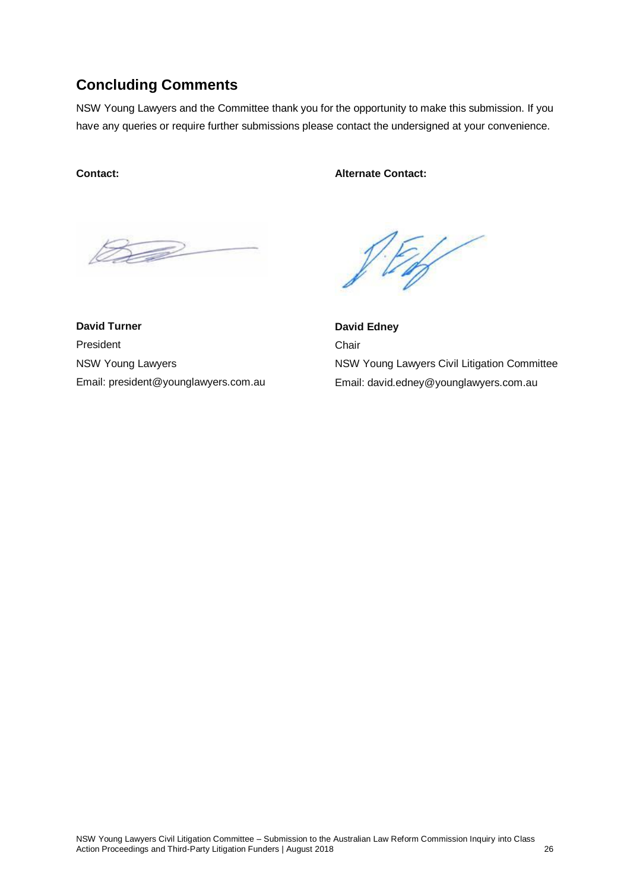## Concluding Comments

NSW Young Lawyers and the Committee thank you for the opportunity to make this submission. If you have any queries or require further submissions please contact the undersigned at your convenience.

**Contact:**

**David Turner**
President
NSW Young Lawyers
Email: president@younglawyers.com.au

**Alternate Contact:**

**David Edney**
Chair
NSW Young Lawyers Civil Litigation Committee
Email: david.edney@younglawyers.com.au